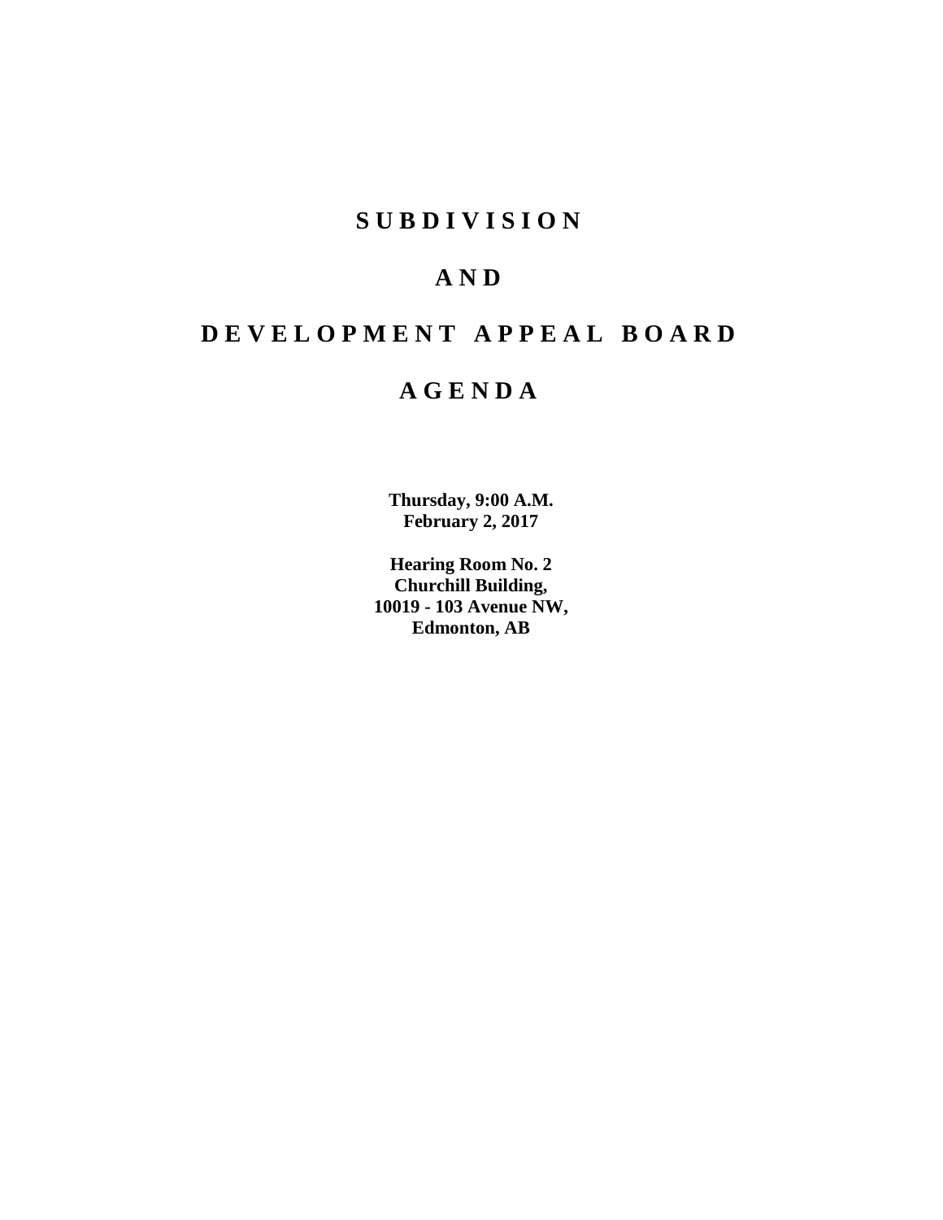# S U B D I V I S I O N

# A N D

# D E V E L O P M E N T   A P P E A L   B O A R D

# A G E N D A

**Thursday, 9:00 A.M.**
**February 2, 2017**

**Hearing Room No. 2**
**Churchill Building,**
**10019 - 103 Avenue NW,**
**Edmonton, AB**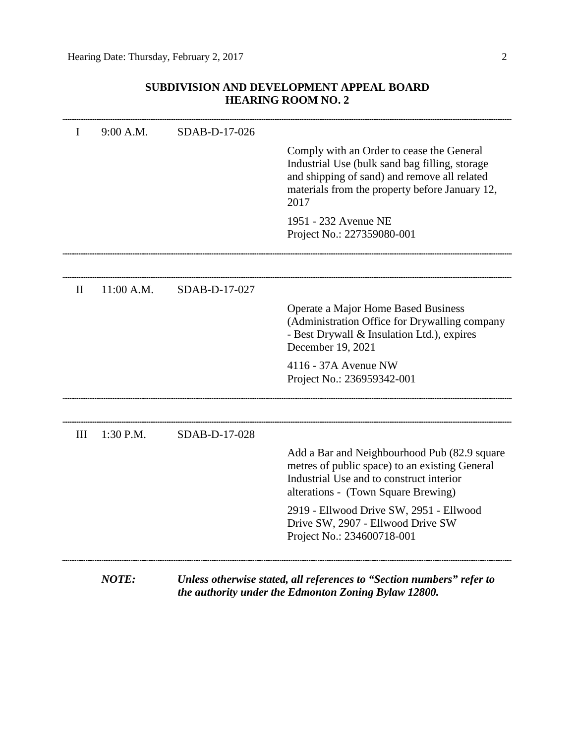## SUBDIVISION AND DEVELOPMENT APPEAL BOARD
## HEARING ROOM NO. 2

---

| | | | |
|---|---|---|---|
| I | 9:00 A.M. | SDAB-D-17-026 | Comply with an Order to cease the General Industrial Use (bulk sand bag filling, storage and shipping of sand) and remove all related materials from the property before January 12, 2017<br><br>1951 - 232 Avenue NE<br>Project No.: 227359080-001 |

---

| | | | |
|---|---|---|---|
| II | 11:00 A.M. | SDAB-D-17-027 | Operate a Major Home Based Business (Administration Office for Drywalling company - Best Drywall & Insulation Ltd.), expires December 19, 2021<br><br>4116 - 37A Avenue NW<br>Project No.: 236959342-001 |

---

| | | | |
|---|---|---|---|
| III | 1:30 P.M. | SDAB-D-17-028 | Add a Bar and Neighbourhood Pub (82.9 square metres of public space) to an existing General Industrial Use and to construct interior alterations - (Town Square Brewing)<br><br>2919 - Ellwood Drive SW, 2951 - Ellwood Drive SW, 2907 - Ellwood Drive SW<br>Project No.: 234600718-001 |

---

***NOTE:*** ***Unless otherwise stated, all references to "Section numbers" refer to the authority under the Edmonton Zoning Bylaw 12800.***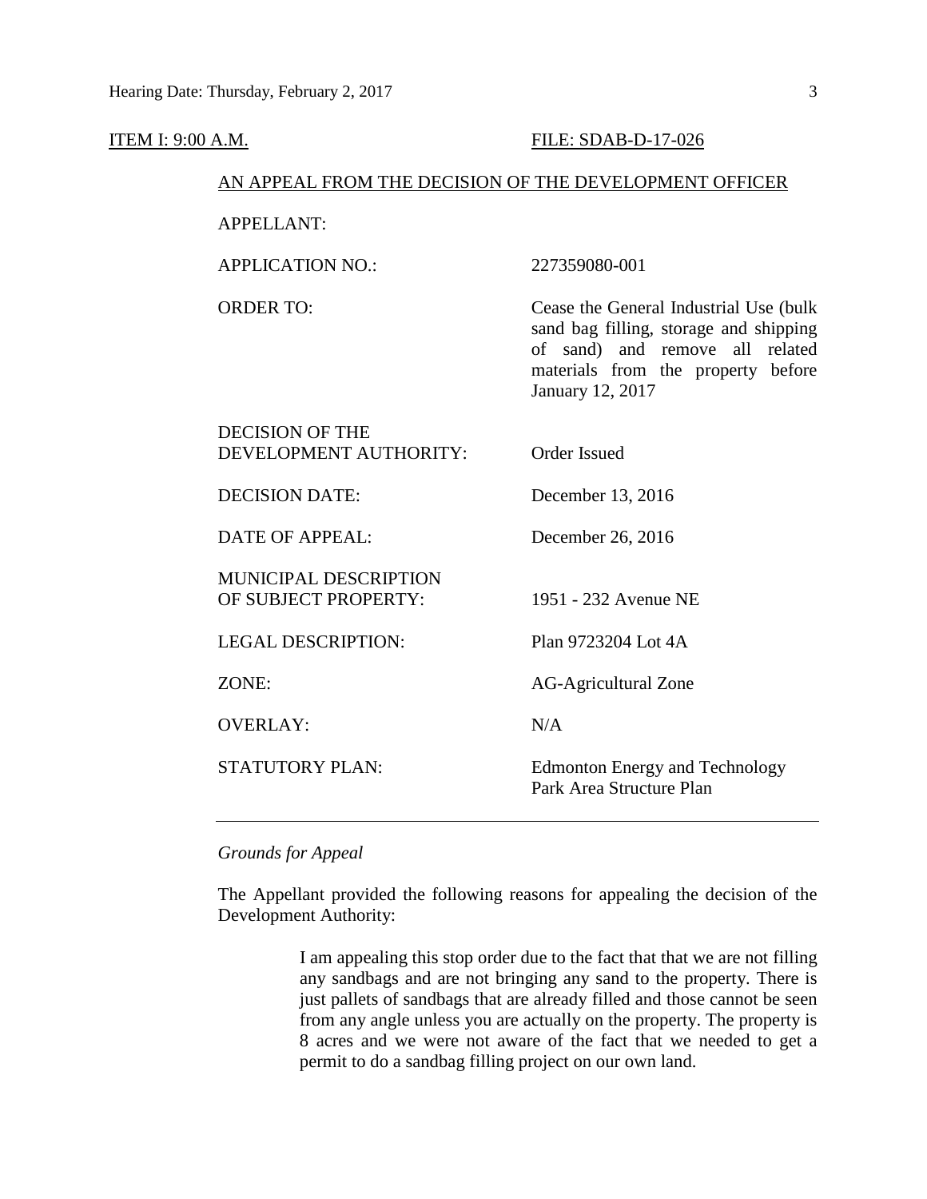ITEM I: 9:00 A.M. FILE: SDAB-D-17-026

AN APPEAL FROM THE DECISION OF THE DEVELOPMENT OFFICER

| | |
|---|---|
| APPELLANT: | |
| APPLICATION NO.: | 227359080-001 |
| ORDER TO: | Cease the General Industrial Use (bulk sand bag filling, storage and shipping of sand) and remove all related materials from the property before January 12, 2017 |
| DECISION OF THE DEVELOPMENT AUTHORITY: | Order Issued |
| DECISION DATE: | December 13, 2016 |
| DATE OF APPEAL: | December 26, 2016 |
| MUNICIPAL DESCRIPTION OF SUBJECT PROPERTY: | 1951 - 232 Avenue NE |
| LEGAL DESCRIPTION: | Plan 9723204 Lot 4A |
| ZONE: | AG-Agricultural Zone |
| OVERLAY: | N/A |
| STATUTORY PLAN: | Edmonton Energy and Technology Park Area Structure Plan |

---

*Grounds for Appeal*

The Appellant provided the following reasons for appealing the decision of the Development Authority:

> I am appealing this stop order due to the fact that that we are not filling any sandbags and are not bringing any sand to the property. There is just pallets of sandbags that are already filled and those cannot be seen from any angle unless you are actually on the property. The property is 8 acres and we were not aware of the fact that we needed to get a permit to do a sandbag filling project on our own land.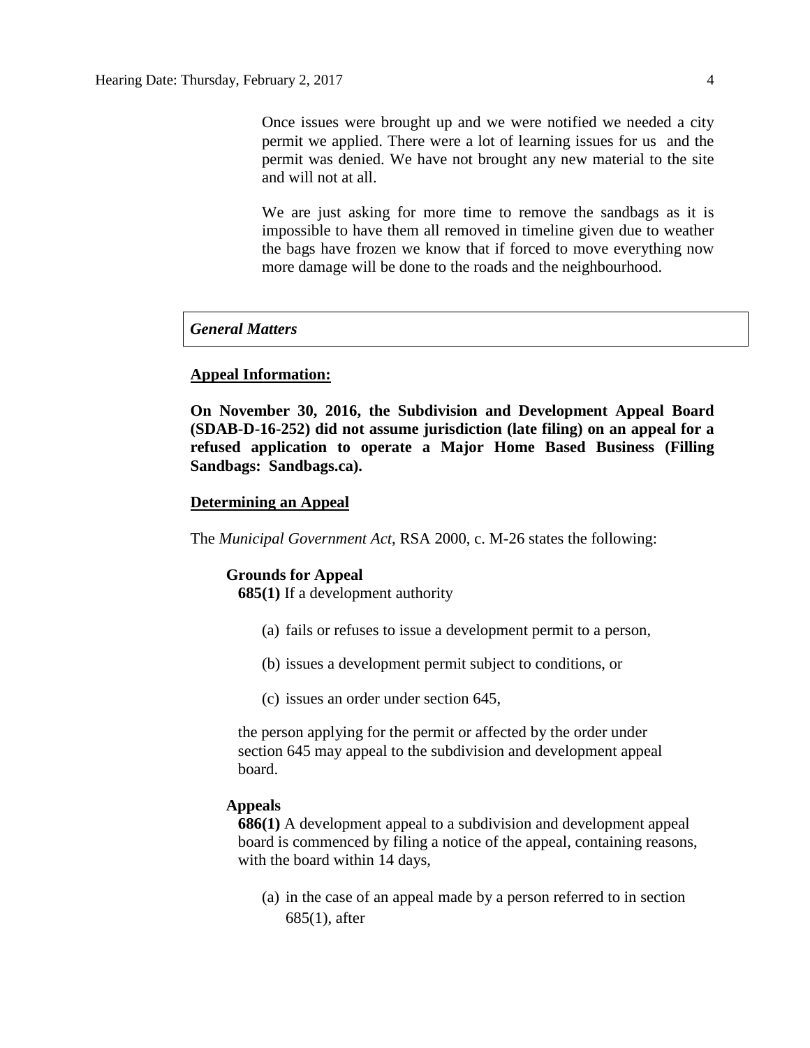Once issues were brought up and we were notified we needed a city permit we applied. There were a lot of learning issues for us and the permit was denied. We have not brought any new material to the site and will not at all.

We are just asking for more time to remove the sandbags as it is impossible to have them all removed in timeline given due to weather the bags have frozen we know that if forced to move everything now more damage will be done to the roads and the neighbourhood.

*General Matters*

**Appeal Information:**

**On November 30, 2016, the Subdivision and Development Appeal Board (SDAB-D-16-252) did not assume jurisdiction (late filing) on an appeal for a refused application to operate a Major Home Based Business (Filling Sandbags: Sandbags.ca).**

**Determining an Appeal**

The *Municipal Government Act*, RSA 2000, c. M-26 states the following:

**Grounds for Appeal**

**685(1)** If a development authority

(a) fails or refuses to issue a development permit to a person,

(b) issues a development permit subject to conditions, or

(c) issues an order under section 645,

the person applying for the permit or affected by the order under section 645 may appeal to the subdivision and development appeal board.

**Appeals**

**686(1)** A development appeal to a subdivision and development appeal board is commenced by filing a notice of the appeal, containing reasons, with the board within 14 days,

(a) in the case of an appeal made by a person referred to in section 685(1), after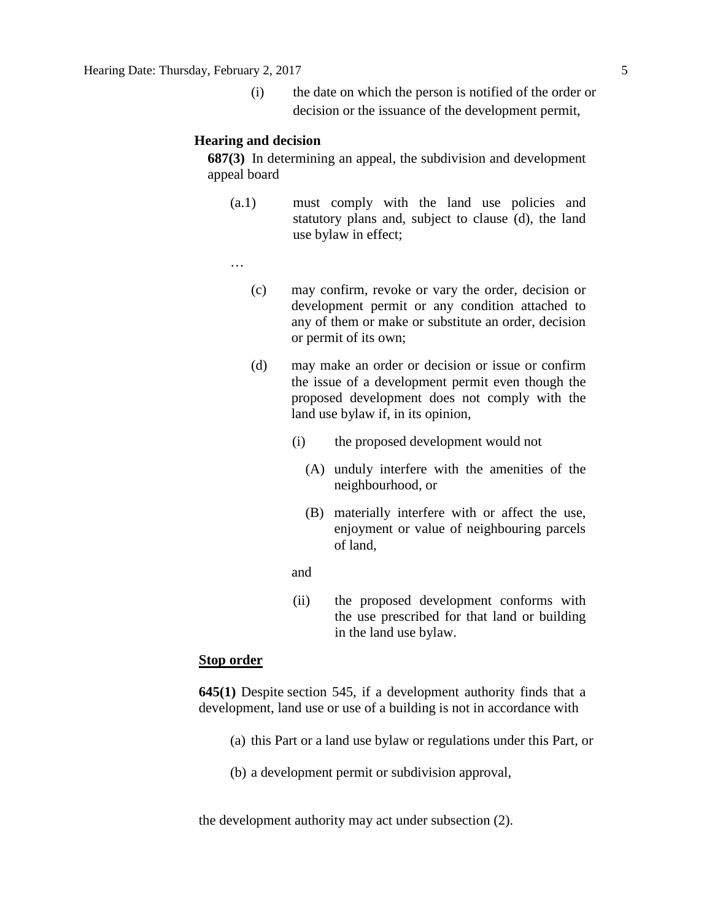(i) the date on which the person is notified of the order or decision or the issuance of the development permit,

**Hearing and decision**

**687(3)** In determining an appeal, the subdivision and development appeal board

(a.1) must comply with the land use policies and statutory plans and, subject to clause (d), the land use bylaw in effect;

…

(c) may confirm, revoke or vary the order, decision or development permit or any condition attached to any of them or make or substitute an order, decision or permit of its own;

(d) may make an order or decision or issue or confirm the issue of a development permit even though the proposed development does not comply with the land use bylaw if, in its opinion,

(i) the proposed development would not

(A) unduly interfere with the amenities of the neighbourhood, or

(B) materially interfere with or affect the use, enjoyment or value of neighbouring parcels of land,

and

(ii) the proposed development conforms with the use prescribed for that land or building in the land use bylaw.

**Stop order**

**645(1)** Despite section 545, if a development authority finds that a development, land use or use of a building is not in accordance with

(a) this Part or a land use bylaw or regulations under this Part, or

(b) a development permit or subdivision approval,

the development authority may act under subsection (2).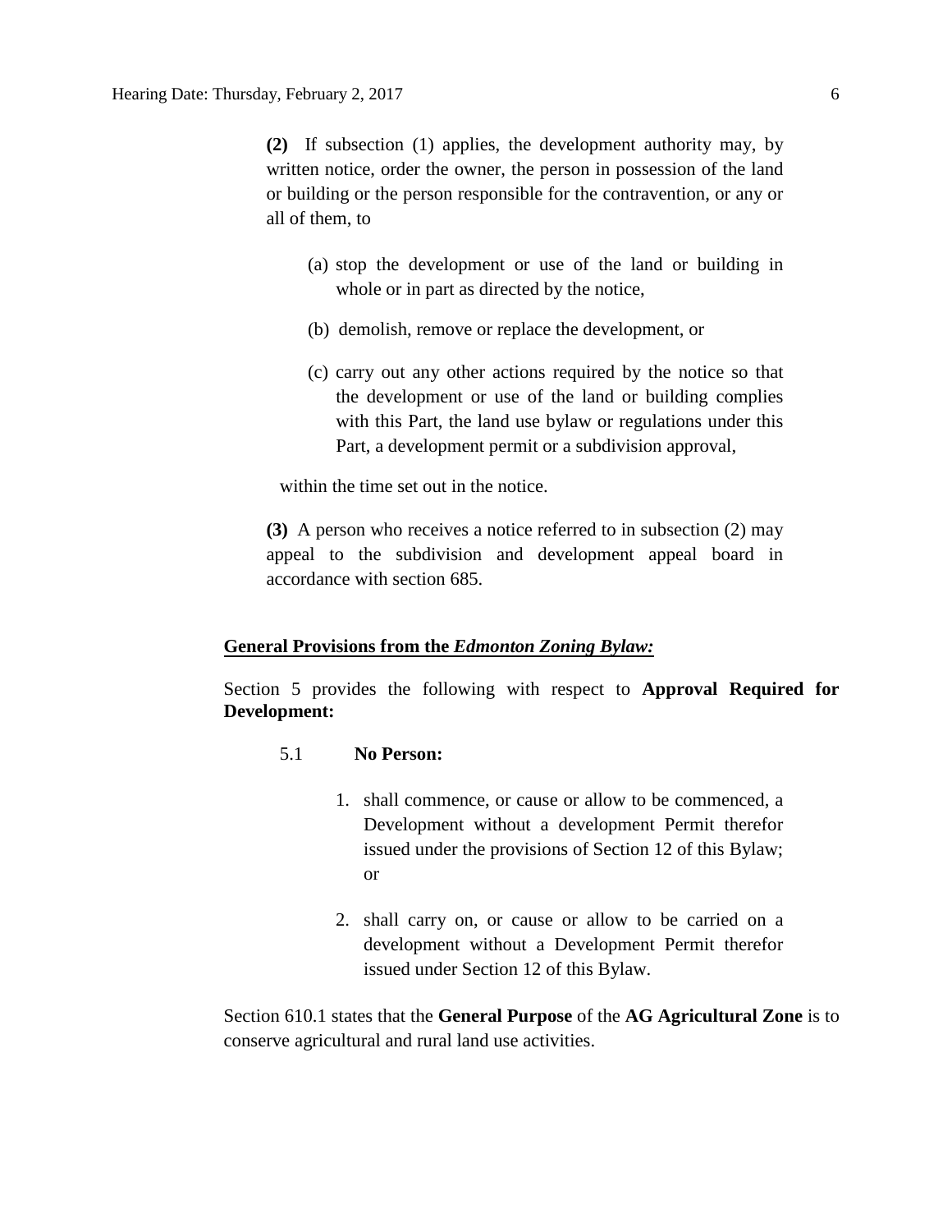**(2)** If subsection (1) applies, the development authority may, by written notice, order the owner, the person in possession of the land or building or the person responsible for the contravention, or any or all of them, to

(a) stop the development or use of the land or building in whole or in part as directed by the notice,

(b) demolish, remove or replace the development, or

(c) carry out any other actions required by the notice so that the development or use of the land or building complies with this Part, the land use bylaw or regulations under this Part, a development permit or a subdivision approval,

within the time set out in the notice.

**(3)** A person who receives a notice referred to in subsection (2) may appeal to the subdivision and development appeal board in accordance with section 685.

**General Provisions from the *Edmonton Zoning Bylaw:***

Section 5 provides the following with respect to **Approval Required for Development:**

5.1 **No Person:**

1. shall commence, or cause or allow to be commenced, a Development without a development Permit therefor issued under the provisions of Section 12 of this Bylaw; or

2. shall carry on, or cause or allow to be carried on a development without a Development Permit therefor issued under Section 12 of this Bylaw.

Section 610.1 states that the **General Purpose** of the **AG Agricultural Zone** is to conserve agricultural and rural land use activities.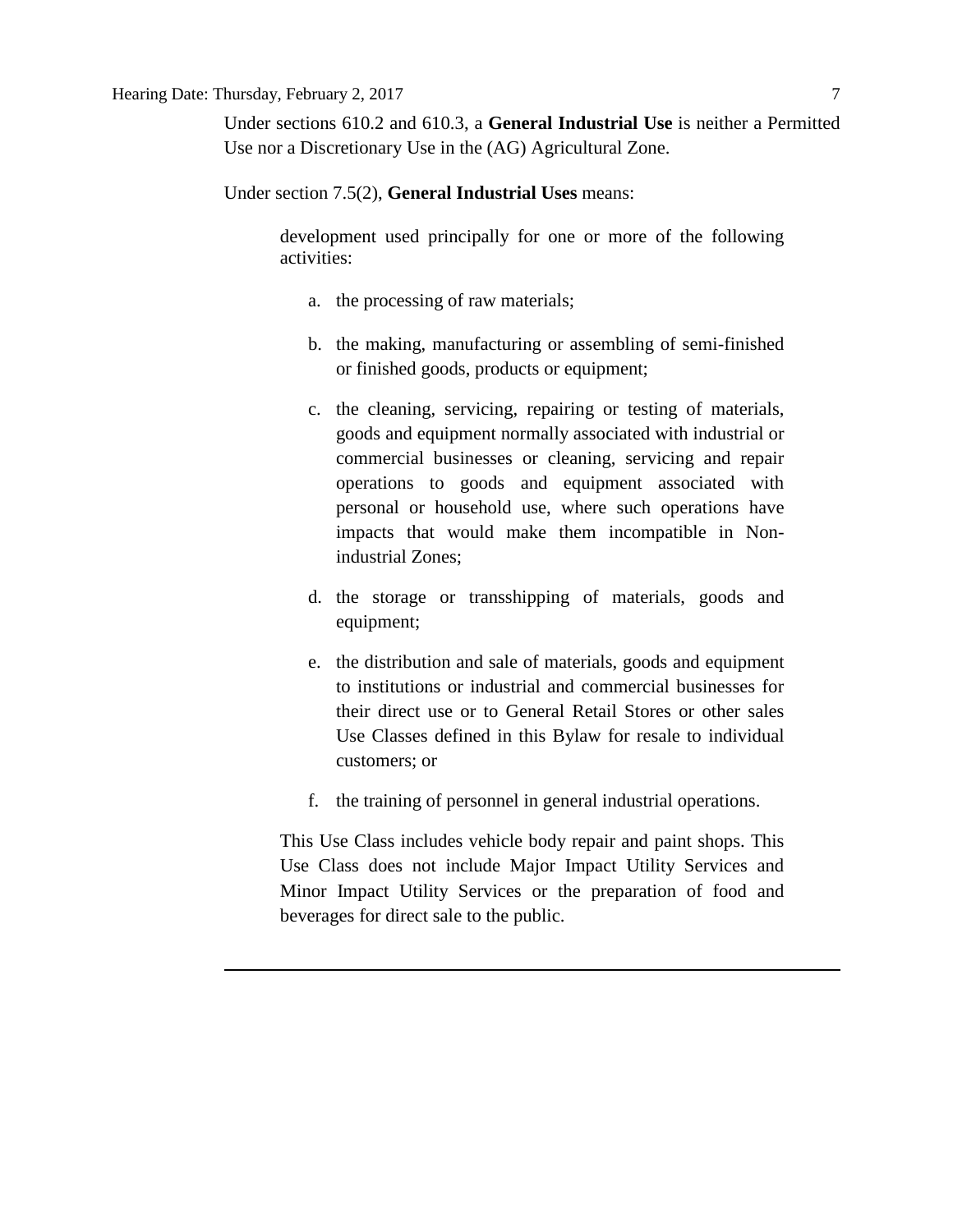Under sections 610.2 and 610.3, a **General Industrial Use** is neither a Permitted Use nor a Discretionary Use in the (AG) Agricultural Zone.

Under section 7.5(2), **General Industrial Uses** means:

> development used principally for one or more of the following activities:
>
> a. the processing of raw materials;
>
> b. the making, manufacturing or assembling of semi-finished or finished goods, products or equipment;
>
> c. the cleaning, servicing, repairing or testing of materials, goods and equipment normally associated with industrial or commercial businesses or cleaning, servicing and repair operations to goods and equipment associated with personal or household use, where such operations have impacts that would make them incompatible in Non-industrial Zones;
>
> d. the storage or transshipping of materials, goods and equipment;
>
> e. the distribution and sale of materials, goods and equipment to institutions or industrial and commercial businesses for their direct use or to General Retail Stores or other sales Use Classes defined in this Bylaw for resale to individual customers; or
>
> f. the training of personnel in general industrial operations.
>
> This Use Class includes vehicle body repair and paint shops. This Use Class does not include Major Impact Utility Services and Minor Impact Utility Services or the preparation of food and beverages for direct sale to the public.

---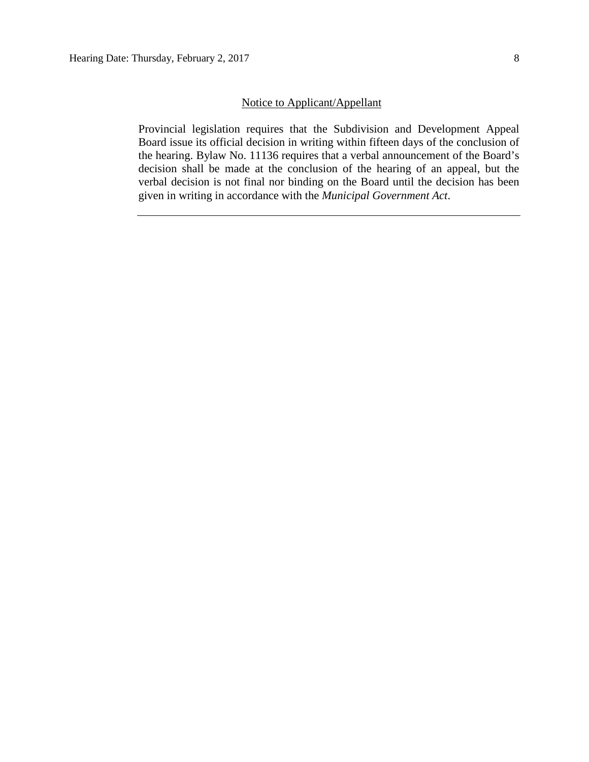## Notice to Applicant/Appellant

Provincial legislation requires that the Subdivision and Development Appeal Board issue its official decision in writing within fifteen days of the conclusion of the hearing. Bylaw No. 11136 requires that a verbal announcement of the Board's decision shall be made at the conclusion of the hearing of an appeal, but the verbal decision is not final nor binding on the Board until the decision has been given in writing in accordance with the *Municipal Government Act*.

---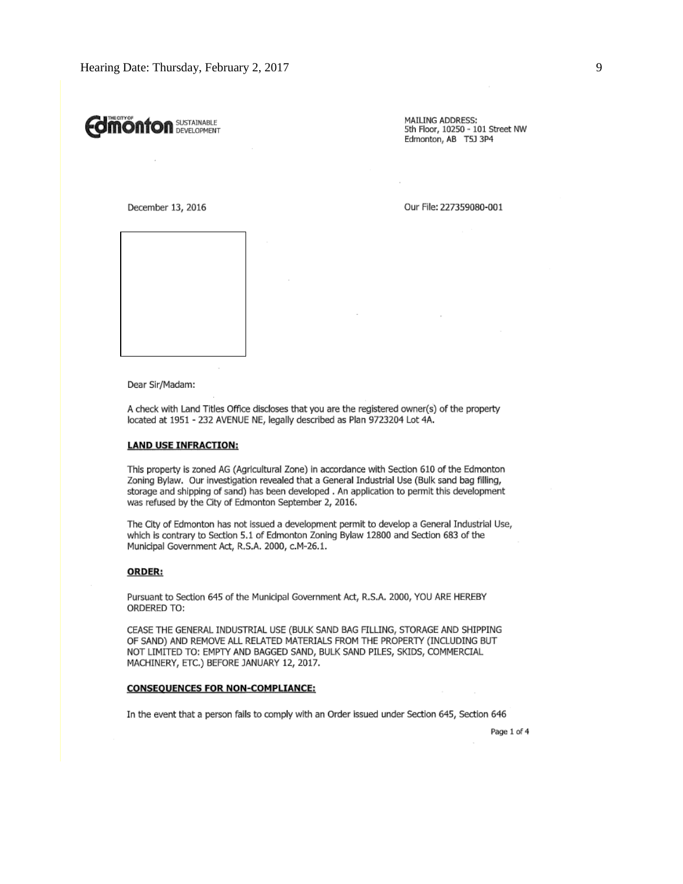Edmonton SUSTAINABLE DEVELOPMENT

MAILING ADDRESS:
5th Floor, 10250 - 101 Street NW
Edmonton, AB T5J 3P4

December 13, 2016

Our File: 227359080-001

Dear Sir/Madam:

A check with Land Titles Office discloses that you are the registered owner(s) of the property located at 1951 - 232 AVENUE NE, legally described as Plan 9723204 Lot 4A.

**LAND USE INFRACTION:**

This property is zoned AG (Agricultural Zone) in accordance with Section 610 of the Edmonton Zoning Bylaw. Our investigation revealed that a General Industrial Use (Bulk sand bag filling, storage and shipping of sand) has been developed . An application to permit this development was refused by the City of Edmonton September 2, 2016.

The City of Edmonton has not issued a development permit to develop a General Industrial Use, which is contrary to Section 5.1 of Edmonton Zoning Bylaw 12800 and Section 683 of the Municipal Government Act, R.S.A. 2000, c.M-26.1.

**ORDER:**

Pursuant to Section 645 of the Municipal Government Act, R.S.A. 2000, YOU ARE HEREBY ORDERED TO:

CEASE THE GENERAL INDUSTRIAL USE (BULK SAND BAG FILLING, STORAGE AND SHIPPING OF SAND) AND REMOVE ALL RELATED MATERIALS FROM THE PROPERTY (INCLUDING BUT NOT LIMITED TO: EMPTY AND BAGGED SAND, BULK SAND PILES, SKIDS, COMMERCIAL MACHINERY, ETC.) BEFORE JANUARY 12, 2017.

**CONSEQUENCES FOR NON-COMPLIANCE:**

In the event that a person fails to comply with an Order issued under Section 645, Section 646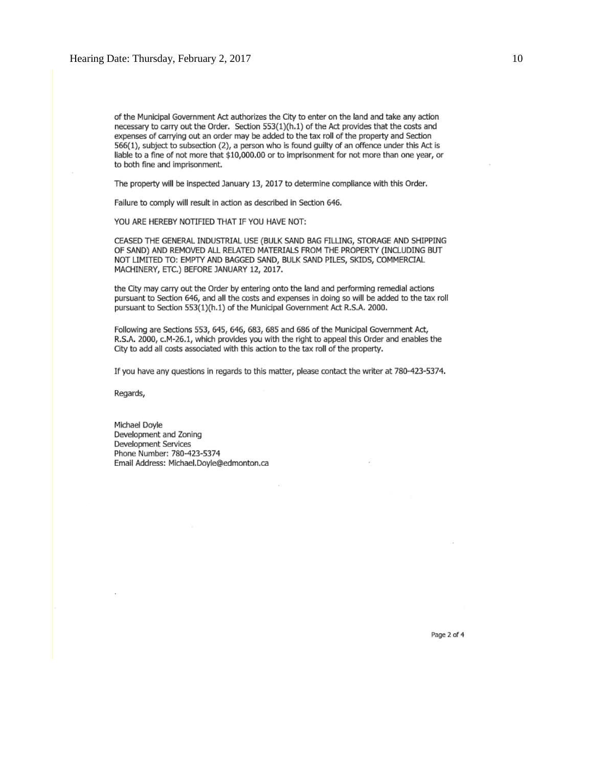of the Municipal Government Act authorizes the City to enter on the land and take any action necessary to carry out the Order. Section 553(1)(h.1) of the Act provides that the costs and expenses of carrying out an order may be added to the tax roll of the property and Section 566(1), subject to subsection (2), a person who is found guilty of an offence under this Act is liable to a fine of not more that $10,000.00 or to imprisonment for not more than one year, or to both fine and imprisonment.

The property will be inspected January 13, 2017 to determine compliance with this Order.

Failure to comply will result in action as described in Section 646.

YOU ARE HEREBY NOTIFIED THAT IF YOU HAVE NOT:

CEASED THE GENERAL INDUSTRIAL USE (BULK SAND BAG FILLING, STORAGE AND SHIPPING OF SAND) AND REMOVED ALL RELATED MATERIALS FROM THE PROPERTY (INCLUDING BUT NOT LIMITED TO: EMPTY AND BAGGED SAND, BULK SAND PILES, SKIDS, COMMERCIAL MACHINERY, ETC.) BEFORE JANUARY 12, 2017.

the City may carry out the Order by entering onto the land and performing remedial actions pursuant to Section 646, and all the costs and expenses in doing so will be added to the tax roll pursuant to Section 553(1)(h.1) of the Municipal Government Act R.S.A. 2000.

Following are Sections 553, 645, 646, 683, 685 and 686 of the Municipal Government Act, R.S.A. 2000, c.M-26.1, which provides you with the right to appeal this Order and enables the City to add all costs associated with this action to the tax roll of the property.

If you have any questions in regards to this matter, please contact the writer at 780-423-5374.

Regards,

Michael Doyle
Development and Zoning
Development Services
Phone Number: 780-423-5374
Email Address: Michael.Doyle@edmonton.ca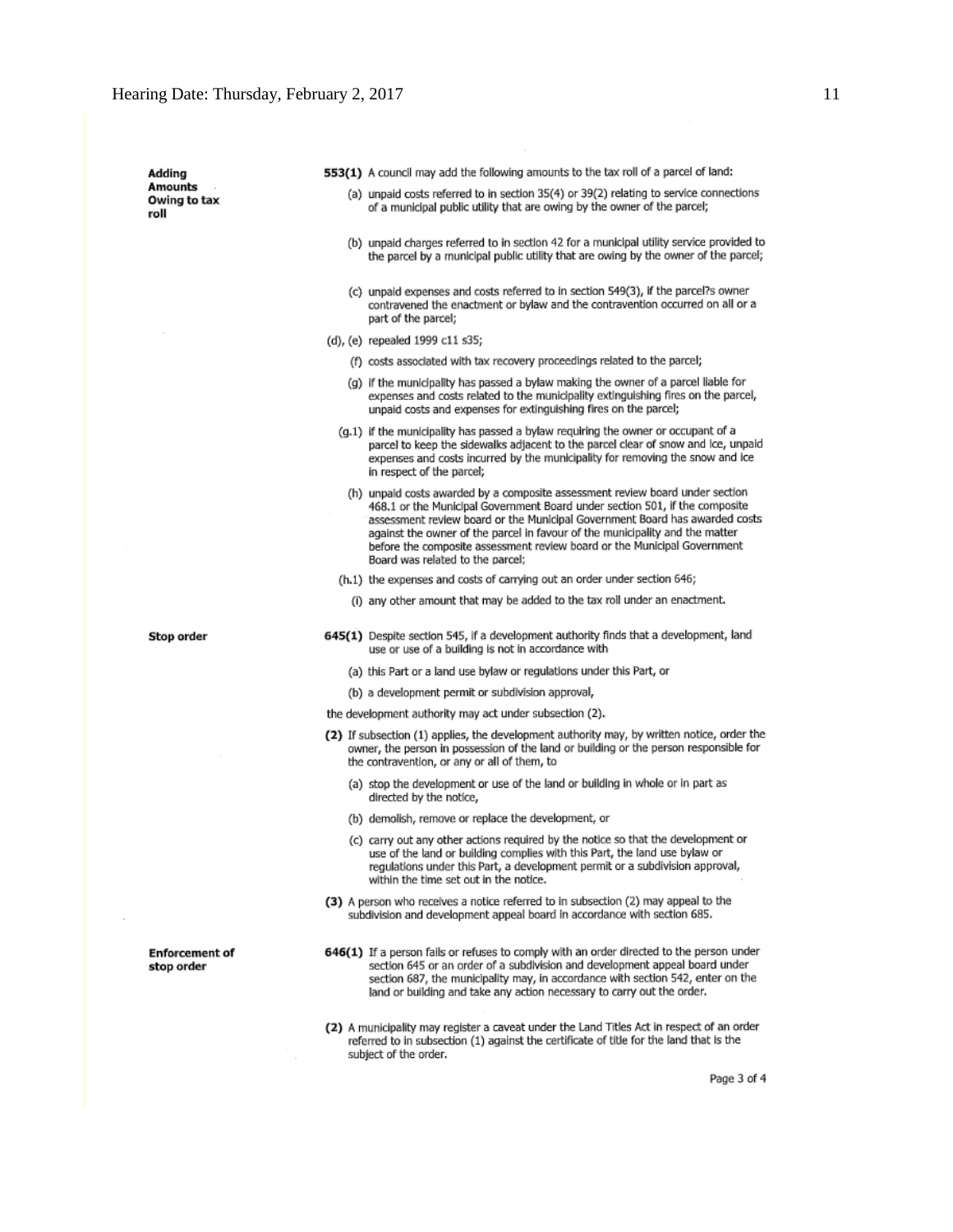**Adding Amounts Owing to tax roll**

**553(1)** A council may add the following amounts to the tax roll of a parcel of land:

(a) unpaid costs referred to in section 35(4) or 39(2) relating to service connections of a municipal public utility that are owing by the owner of the parcel;

(b) unpaid charges referred to in section 42 for a municipal utility service provided to the parcel by a municipal public utility that are owing by the owner of the parcel;

(c) unpaid expenses and costs referred to in section 549(3), if the parcel?s owner contravened the enactment or bylaw and the contravention occurred on all or a part of the parcel;

(d), (e) repealed 1999 c11 s35;

(f) costs associated with tax recovery proceedings related to the parcel;

(g) if the municipality has passed a bylaw making the owner of a parcel liable for expenses and costs related to the municipality extinguishing fires on the parcel, unpaid costs and expenses for extinguishing fires on the parcel;

(g.1) if the municipality has passed a bylaw requiring the owner or occupant of a parcel to keep the sidewalks adjacent to the parcel clear of snow and ice, unpaid expenses and costs incurred by the municipality for removing the snow and ice in respect of the parcel;

(h) unpaid costs awarded by a composite assessment review board under section 468.1 or the Municipal Government Board under section 501, if the composite assessment review board or the Municipal Government Board has awarded costs against the owner of the parcel in favour of the municipality and the matter before the composite assessment review board or the Municipal Government Board was related to the parcel;

(h.1) the expenses and costs of carrying out an order under section 646;

(i) any other amount that may be added to the tax roll under an enactment.

**Stop order**

**645(1)** Despite section 545, if a development authority finds that a development, land use or use of a building is not in accordance with

(a) this Part or a land use bylaw or regulations under this Part, or

(b) a development permit or subdivision approval,

the development authority may act under subsection (2).

**(2)** If subsection (1) applies, the development authority may, by written notice, order the owner, the person in possession of the land or building or the person responsible for the contravention, or any or all of them, to

(a) stop the development or use of the land or building in whole or in part as directed by the notice,

(b) demolish, remove or replace the development, or

(c) carry out any other actions required by the notice so that the development or use of the land or building complies with this Part, the land use bylaw or regulations under this Part, a development permit or a subdivision approval, within the time set out in the notice.

**(3)** A person who receives a notice referred to in subsection (2) may appeal to the subdivision and development appeal board in accordance with section 685.

**Enforcement of stop order**

**646(1)** If a person fails or refuses to comply with an order directed to the person under section 645 or an order of a subdivision and development appeal board under section 687, the municipality may, in accordance with section 542, enter on the land or building and take any action necessary to carry out the order.

**(2)** A municipality may register a caveat under the Land Titles Act in respect of an order referred to in subsection (1) against the certificate of title for the land that is the subject of the order.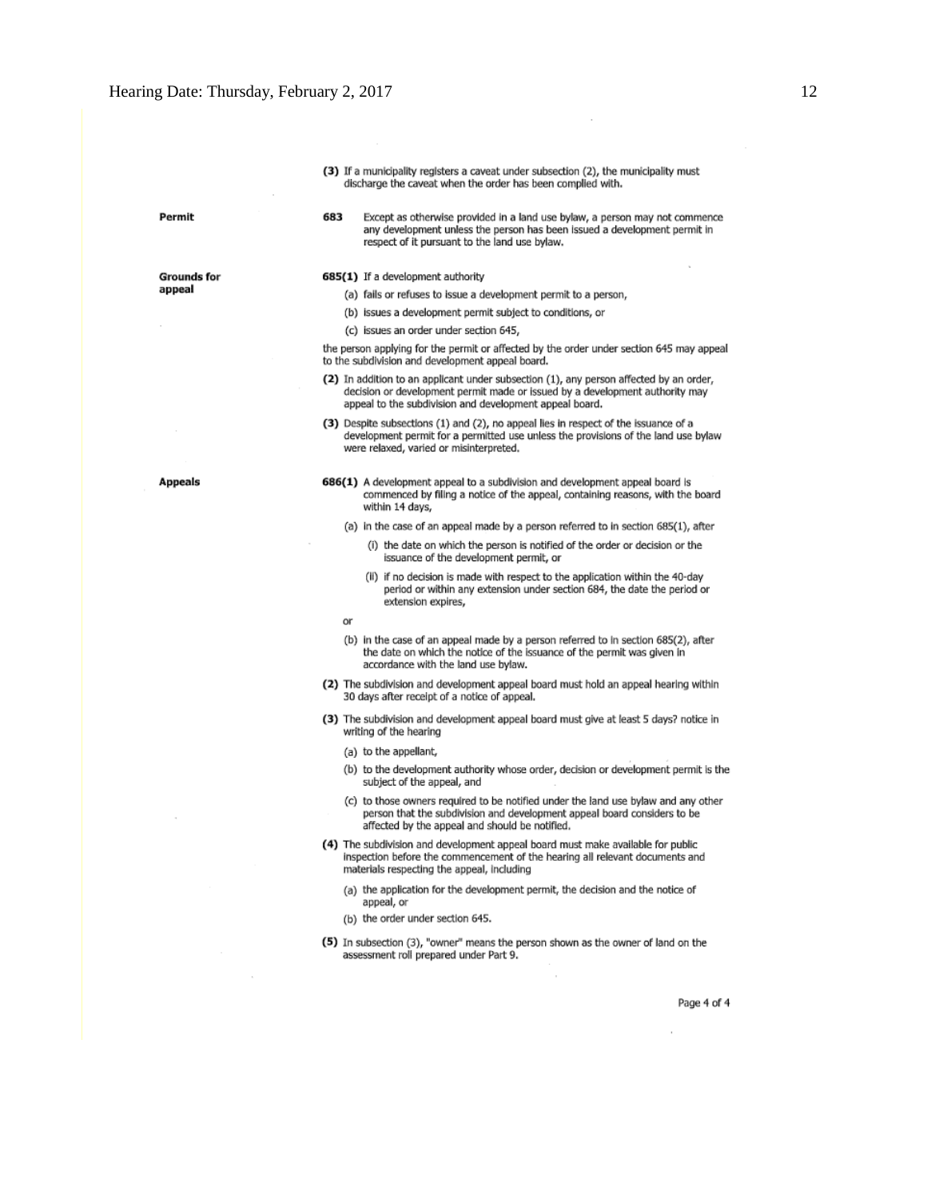**(3)** If a municipality registers a caveat under subsection (2), the municipality must discharge the caveat when the order has been complied with.

**Permit**

**683** Except as otherwise provided in a land use bylaw, a person may not commence any development unless the person has been issued a development permit in respect of it pursuant to the land use bylaw.

**Grounds for appeal**

**685(1)** If a development authority

(a) fails or refuses to issue a development permit to a person,

(b) issues a development permit subject to conditions, or

(c) issues an order under section 645,

the person applying for the permit or affected by the order under section 645 may appeal to the subdivision and development appeal board.

**(2)** In addition to an applicant under subsection (1), any person affected by an order, decision or development permit made or issued by a development authority may appeal to the subdivision and development appeal board.

**(3)** Despite subsections (1) and (2), no appeal lies in respect of the issuance of a development permit for a permitted use unless the provisions of the land use bylaw were relaxed, varied or misinterpreted.

**Appeals**

**686(1)** A development appeal to a subdivision and development appeal board is commenced by filing a notice of the appeal, containing reasons, with the board within 14 days,

(a) in the case of an appeal made by a person referred to in section 685(1), after

(i) the date on which the person is notified of the order or decision or the issuance of the development permit, or

(ii) if no decision is made with respect to the application within the 40-day period or within any extension under section 684, the date the period or extension expires,

or

(b) in the case of an appeal made by a person referred to in section 685(2), after the date on which the notice of the issuance of the permit was given in accordance with the land use bylaw.

**(2)** The subdivision and development appeal board must hold an appeal hearing within 30 days after receipt of a notice of appeal.

**(3)** The subdivision and development appeal board must give at least 5 days? notice in writing of the hearing

(a) to the appellant,

(b) to the development authority whose order, decision or development permit is the subject of the appeal, and

(c) to those owners required to be notified under the land use bylaw and any other person that the subdivision and development appeal board considers to be affected by the appeal and should be notified.

**(4)** The subdivision and development appeal board must make available for public inspection before the commencement of the hearing all relevant documents and materials respecting the appeal, including

(a) the application for the development permit, the decision and the notice of appeal, or

(b) the order under section 645.

**(5)** In subsection (3), "owner" means the person shown as the owner of land on the assessment roll prepared under Part 9.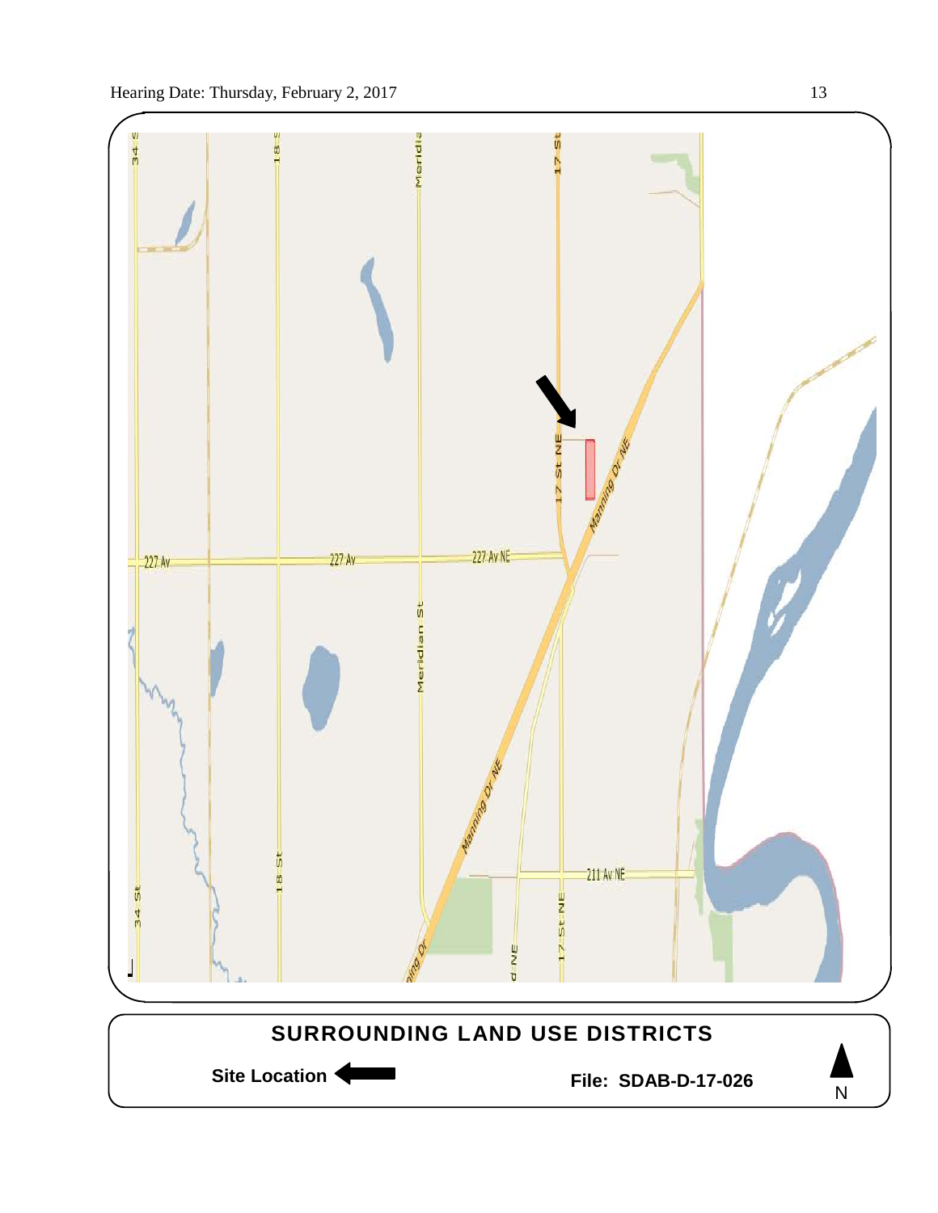## SURROUNDING LAND USE DISTRICTS

**Site Location** ⬅

**File: SDAB-D-17-026**

N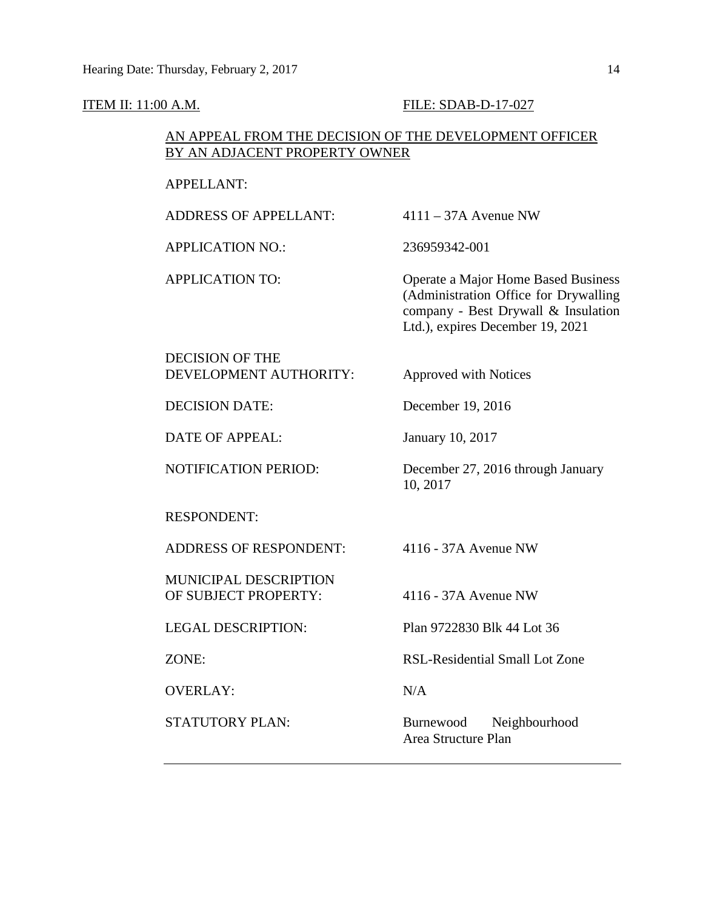ITEM II: 11:00 A.M. FILE: SDAB-D-17-027

AN APPEAL FROM THE DECISION OF THE DEVELOPMENT OFFICER BY AN ADJACENT PROPERTY OWNER

| | |
|---|---|
| APPELLANT: | |
| ADDRESS OF APPELLANT: | 4111 – 37A Avenue NW |
| APPLICATION NO.: | 236959342-001 |
| APPLICATION TO: | Operate a Major Home Based Business (Administration Office for Drywalling company - Best Drywall & Insulation Ltd.), expires December 19, 2021 |
| DECISION OF THE DEVELOPMENT AUTHORITY: | Approved with Notices |
| DECISION DATE: | December 19, 2016 |
| DATE OF APPEAL: | January 10, 2017 |
| NOTIFICATION PERIOD: | December 27, 2016 through January 10, 2017 |
| RESPONDENT: | |
| ADDRESS OF RESPONDENT: | 4116 - 37A Avenue NW |
| MUNICIPAL DESCRIPTION OF SUBJECT PROPERTY: | 4116 - 37A Avenue NW |
| LEGAL DESCRIPTION: | Plan 9722830 Blk 44 Lot 36 |
| ZONE: | RSL-Residential Small Lot Zone |
| OVERLAY: | N/A |
| STATUTORY PLAN: | Burnewood Neighbourhood Area Structure Plan |

---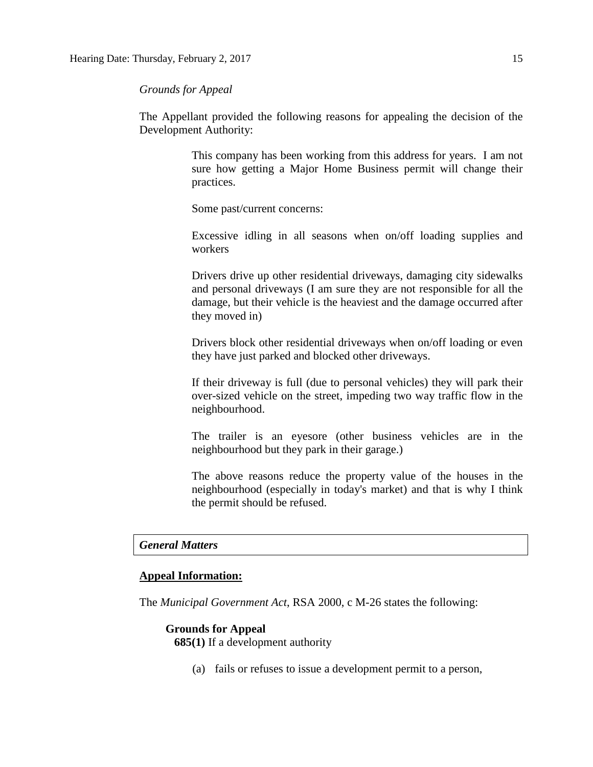*Grounds for Appeal*

The Appellant provided the following reasons for appealing the decision of the Development Authority:

> This company has been working from this address for years. I am not sure how getting a Major Home Business permit will change their practices.
>
> Some past/current concerns:
>
> Excessive idling in all seasons when on/off loading supplies and workers
>
> Drivers drive up other residential driveways, damaging city sidewalks and personal driveways (I am sure they are not responsible for all the damage, but their vehicle is the heaviest and the damage occurred after they moved in)
>
> Drivers block other residential driveways when on/off loading or even they have just parked and blocked other driveways.
>
> If their driveway is full (due to personal vehicles) they will park their over-sized vehicle on the street, impeding two way traffic flow in the neighbourhood.
>
> The trailer is an eyesore (other business vehicles are in the neighbourhood but they park in their garage.)
>
> The above reasons reduce the property value of the houses in the neighbourhood (especially in today's market) and that is why I think the permit should be refused.

## *General Matters*

**Appeal Information:**

The *Municipal Government Act*, RSA 2000, c M-26 states the following:

> **Grounds for Appeal**
>
> **685(1)** If a development authority
>
> (a) fails or refuses to issue a development permit to a person,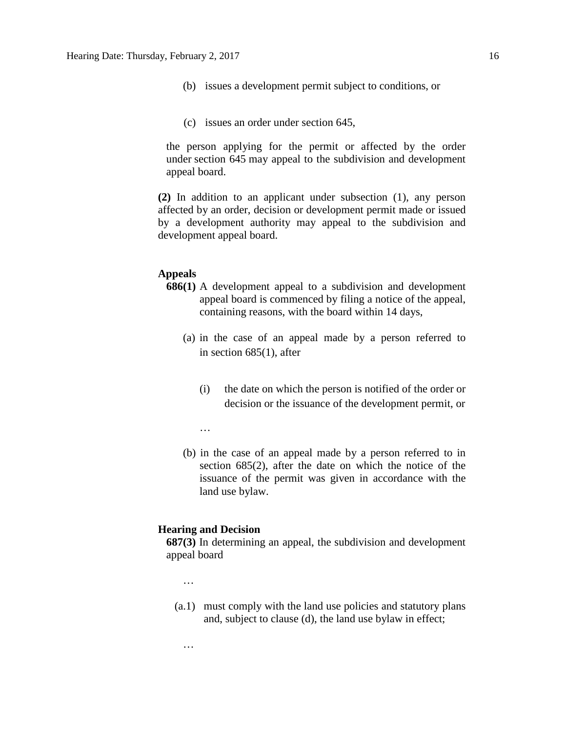(b) issues a development permit subject to conditions, or

(c) issues an order under section 645,

the person applying for the permit or affected by the order under section 645 may appeal to the subdivision and development appeal board.

**(2)** In addition to an applicant under subsection (1), any person affected by an order, decision or development permit made or issued by a development authority may appeal to the subdivision and development appeal board.

**Appeals**

**686(1)** A development appeal to a subdivision and development appeal board is commenced by filing a notice of the appeal, containing reasons, with the board within 14 days,

(a) in the case of an appeal made by a person referred to in section 685(1), after

(i) the date on which the person is notified of the order or decision or the issuance of the development permit, or

…

(b) in the case of an appeal made by a person referred to in section 685(2), after the date on which the notice of the issuance of the permit was given in accordance with the land use bylaw.

**Hearing and Decision**

**687(3)** In determining an appeal, the subdivision and development appeal board

…

(a.1) must comply with the land use policies and statutory plans and, subject to clause (d), the land use bylaw in effect;

…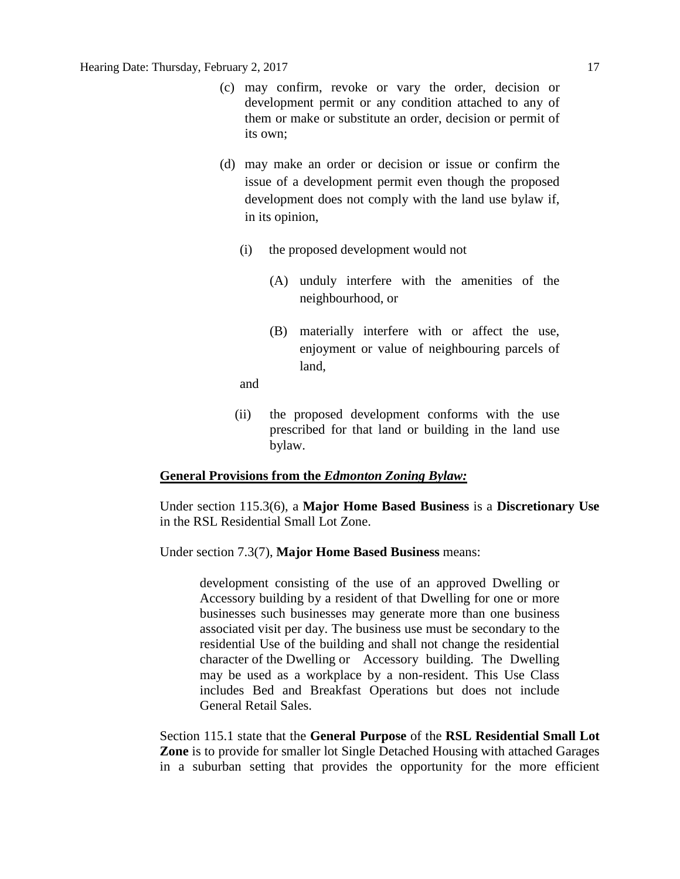(c) may confirm, revoke or vary the order, decision or development permit or any condition attached to any of them or make or substitute an order, decision or permit of its own;

(d) may make an order or decision or issue or confirm the issue of a development permit even though the proposed development does not comply with the land use bylaw if, in its opinion,

  (i) the proposed development would not

    (A) unduly interfere with the amenities of the neighbourhood, or

    (B) materially interfere with or affect the use, enjoyment or value of neighbouring parcels of land,

  and

  (ii) the proposed development conforms with the use prescribed for that land or building in the land use bylaw.

**General Provisions from the *Edmonton Zoning Bylaw:***

Under section 115.3(6), a **Major Home Based Business** is a **Discretionary Use** in the RSL Residential Small Lot Zone.

Under section 7.3(7), **Major Home Based Business** means:

> development consisting of the use of an approved Dwelling or Accessory building by a resident of that Dwelling for one or more businesses such businesses may generate more than one business associated visit per day. The business use must be secondary to the residential Use of the building and shall not change the residential character of the Dwelling or Accessory building. The Dwelling may be used as a workplace by a non-resident. This Use Class includes Bed and Breakfast Operations but does not include General Retail Sales.

Section 115.1 state that the **General Purpose** of the **RSL Residential Small Lot Zone** is to provide for smaller lot Single Detached Housing with attached Garages in a suburban setting that provides the opportunity for the more efficient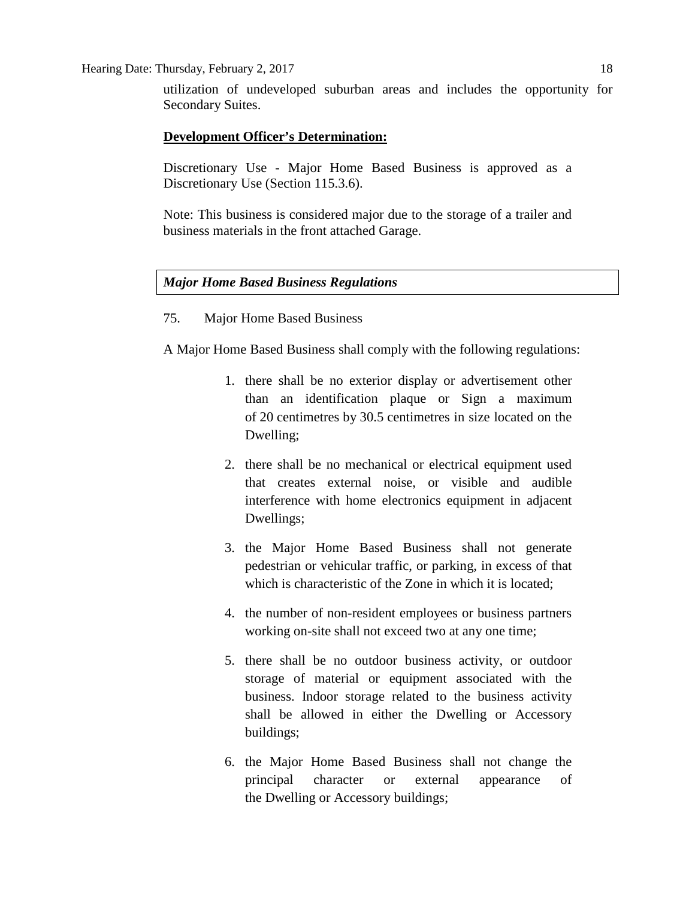utilization of undeveloped suburban areas and includes the opportunity for Secondary Suites.

**Development Officer's Determination:**

Discretionary Use - Major Home Based Business is approved as a Discretionary Use (Section 115.3.6).

Note: This business is considered major due to the storage of a trailer and business materials in the front attached Garage.

***Major Home Based Business Regulations***

75. Major Home Based Business

A Major Home Based Business shall comply with the following regulations:

1. there shall be no exterior display or advertisement other than an identification plaque or Sign a maximum of 20 centimetres by 30.5 centimetres in size located on the Dwelling;
2. there shall be no mechanical or electrical equipment used that creates external noise, or visible and audible interference with home electronics equipment in adjacent Dwellings;
3. the Major Home Based Business shall not generate pedestrian or vehicular traffic, or parking, in excess of that which is characteristic of the Zone in which it is located;
4. the number of non-resident employees or business partners working on-site shall not exceed two at any one time;
5. there shall be no outdoor business activity, or outdoor storage of material or equipment associated with the business. Indoor storage related to the business activity shall be allowed in either the Dwelling or Accessory buildings;
6. the Major Home Based Business shall not change the principal character or external appearance of the Dwelling or Accessory buildings;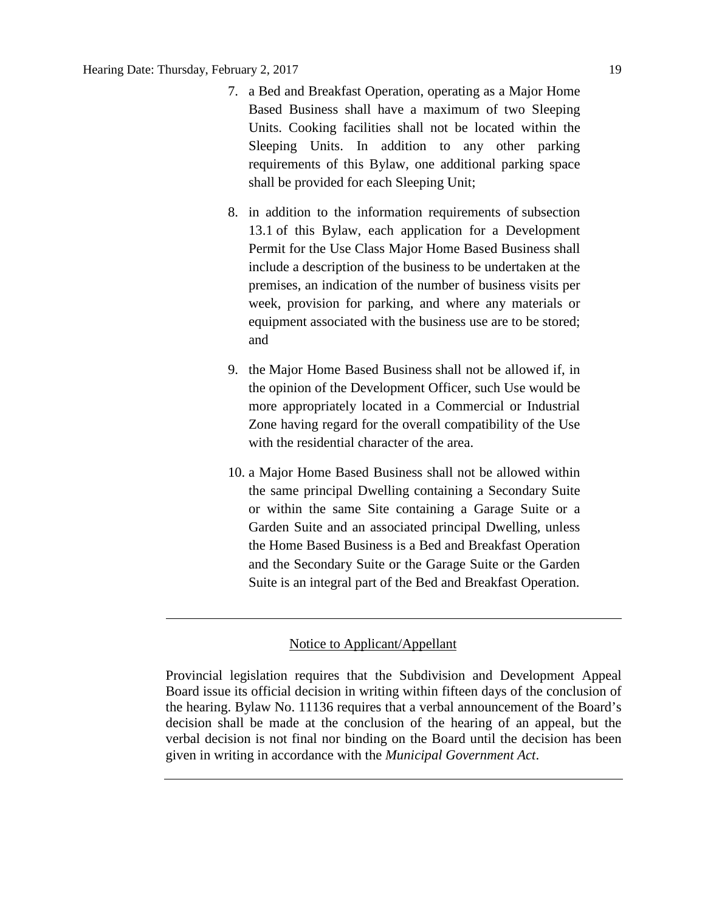7. a Bed and Breakfast Operation, operating as a Major Home Based Business shall have a maximum of two Sleeping Units. Cooking facilities shall not be located within the Sleeping Units. In addition to any other parking requirements of this Bylaw, one additional parking space shall be provided for each Sleeping Unit;

8. in addition to the information requirements of subsection 13.1 of this Bylaw, each application for a Development Permit for the Use Class Major Home Based Business shall include a description of the business to be undertaken at the premises, an indication of the number of business visits per week, provision for parking, and where any materials or equipment associated with the business use are to be stored; and

9. the Major Home Based Business shall not be allowed if, in the opinion of the Development Officer, such Use would be more appropriately located in a Commercial or Industrial Zone having regard for the overall compatibility of the Use with the residential character of the area.

10. a Major Home Based Business shall not be allowed within the same principal Dwelling containing a Secondary Suite or within the same Site containing a Garage Suite or a Garden Suite and an associated principal Dwelling, unless the Home Based Business is a Bed and Breakfast Operation and the Secondary Suite or the Garage Suite or the Garden Suite is an integral part of the Bed and Breakfast Operation.

---

<u>Notice to Applicant/Appellant</u>

Provincial legislation requires that the Subdivision and Development Appeal Board issue its official decision in writing within fifteen days of the conclusion of the hearing. Bylaw No. 11136 requires that a verbal announcement of the Board's decision shall be made at the conclusion of the hearing of an appeal, but the verbal decision is not final nor binding on the Board until the decision has been given in writing in accordance with the *Municipal Government Act*.

---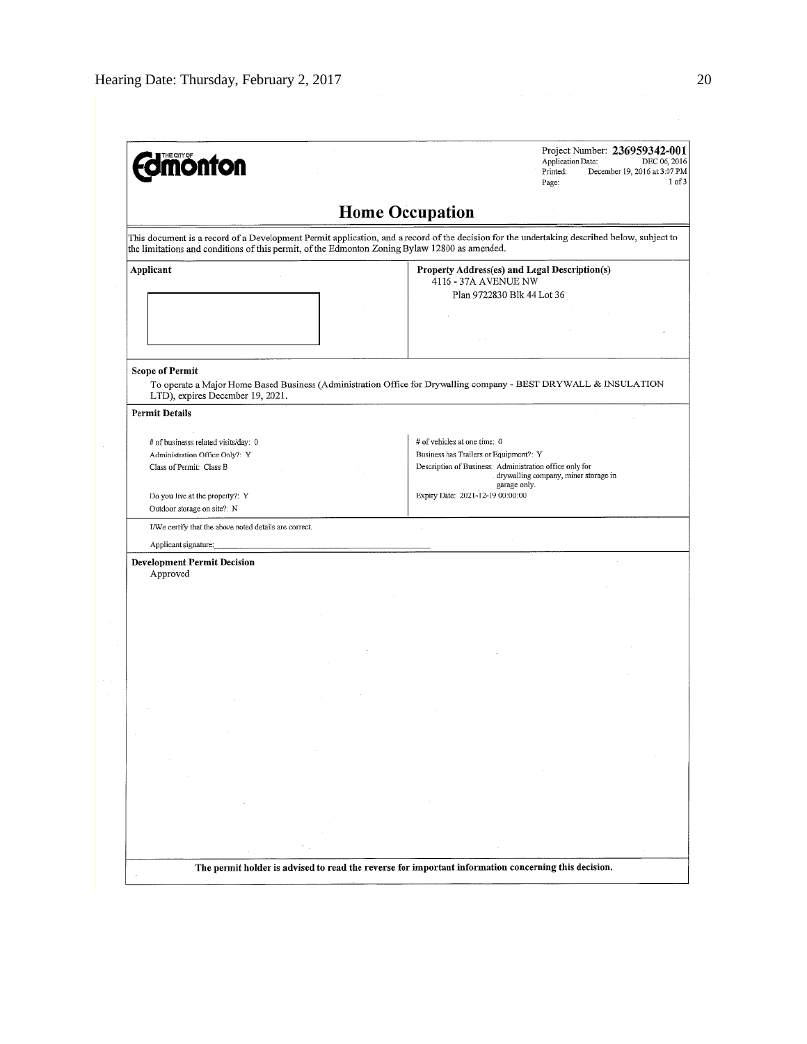**THE CITY OF Edmonton**

Project Number: **236959342-001**
Application Date: DEC 06, 2016
Printed: December 19, 2016 at 3:07 PM
Page: 1 of 3

# Home Occupation

This document is a record of a Development Permit application, and a record of the decision for the undertaking described below, subject to the limitations and conditions of this permit, of the Edmonton Zoning Bylaw 12800 as amended.

| **Applicant** | **Property Address(es) and Legal Description(s)** |
|---|---|
| | 4116 - 37A AVENUE NW<br>Plan 9722830 Blk 44 Lot 36 |

**Scope of Permit**

To operate a Major Home Based Business (Administration Office for Drywalling company - BEST DRYWALL & INSULATION LTD), expires December 19, 2021.

**Permit Details**

| | |
|---|---|
| # of businesss related visits/day: 0 | # of vehicles at one time: 0 |
| Administration Office Only?: Y | Business has Trailers or Equipment?: Y |
| Class of Permit: Class B | Description of Business: Administration office only for drywalling company, minor storage in garage only. |
| Do you live at the property?: Y | Expiry Date: 2021-12-19 00:00:00 |
| Outdoor storage on site?: N | |

I/We certify that the above noted details are correct.

Applicant signature: ______________________________

**Development Permit Decision**

Approved

**The permit holder is advised to read the reverse for important information concerning this decision.**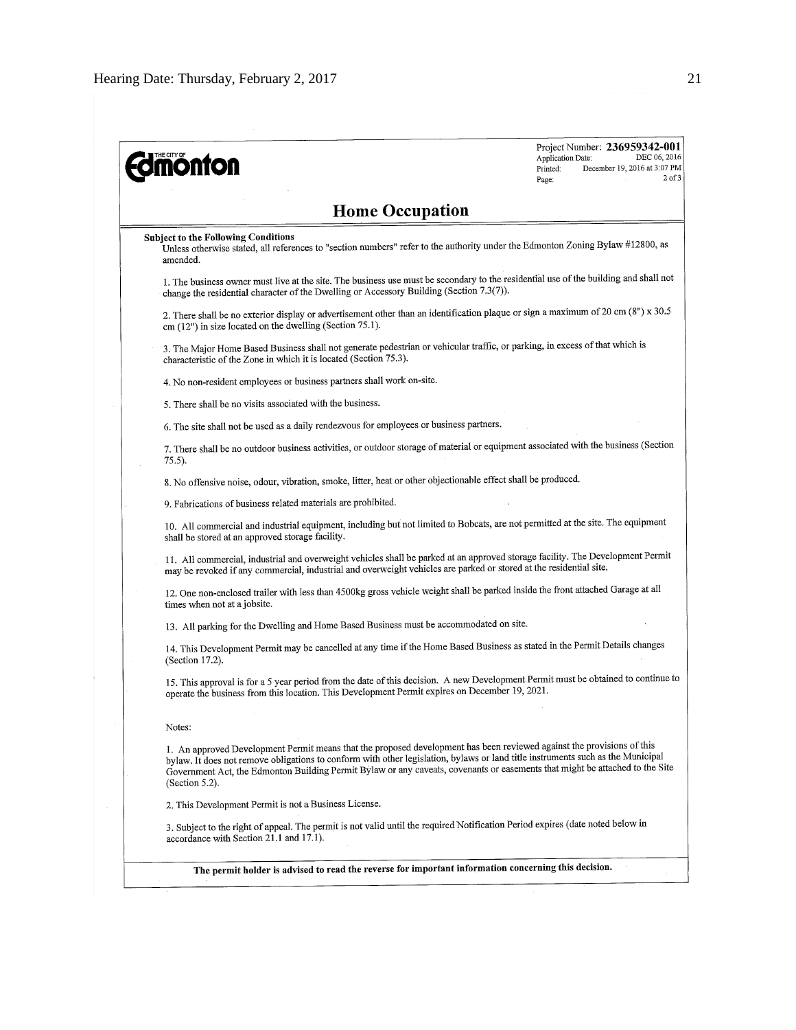THE CITY OF Edmonton

Project Number: **236959342-001**
Application Date: DEC 06, 2016
Printed: December 19, 2016 at 3:07 PM
Page: 2 of 3

# Home Occupation

**Subject to the Following Conditions**

Unless otherwise stated, all references to "section numbers" refer to the authority under the Edmonton Zoning Bylaw #12800, as amended.

1. The business owner must live at the site. The business use must be secondary to the residential use of the building and shall not change the residential character of the Dwelling or Accessory Building (Section 7.3(7)).

2. There shall be no exterior display or advertisement other than an identification plaque or sign a maximum of 20 cm (8") x 30.5 cm (12") in size located on the dwelling (Section 75.1).

3. The Major Home Based Business shall not generate pedestrian or vehicular traffic, or parking, in excess of that which is characteristic of the Zone in which it is located (Section 75.3).

4. No non-resident employees or business partners shall work on-site.

5. There shall be no visits associated with the business.

6. The site shall not be used as a daily rendezvous for employees or business partners.

7. There shall be no outdoor business activities, or outdoor storage of material or equipment associated with the business (Section 75.5).

8. No offensive noise, odour, vibration, smoke, litter, heat or other objectionable effect shall be produced.

9. Fabrications of business related materials are prohibited.

10. All commercial and industrial equipment, including but not limited to Bobcats, are not permitted at the site. The equipment shall be stored at an approved storage facility.

11. All commercial, industrial and overweight vehicles shall be parked at an approved storage facility. The Development Permit may be revoked if any commercial, industrial and overweight vehicles are parked or stored at the residential site.

12. One non-enclosed trailer with less than 4500kg gross vehicle weight shall be parked inside the front attached Garage at all times when not at a jobsite.

13. All parking for the Dwelling and Home Based Business must be accommodated on site.

14. This Development Permit may be cancelled at any time if the Home Based Business as stated in the Permit Details changes (Section 17.2).

15. This approval is for a 5 year period from the date of this decision. A new Development Permit must be obtained to continue to operate the business from this location. This Development Permit expires on December 19, 2021.

Notes:

1. An approved Development Permit means that the proposed development has been reviewed against the provisions of this bylaw. It does not remove obligations to conform with other legislation, bylaws or land title instruments such as the Municipal Government Act, the Edmonton Building Permit Bylaw or any caveats, covenants or easements that might be attached to the Site (Section 5.2).

2. This Development Permit is not a Business License.

3. Subject to the right of appeal. The permit is not valid until the required Notification Period expires (date noted below in accordance with Section 21.1 and 17.1).

**The permit holder is advised to read the reverse for important information concerning this decision.**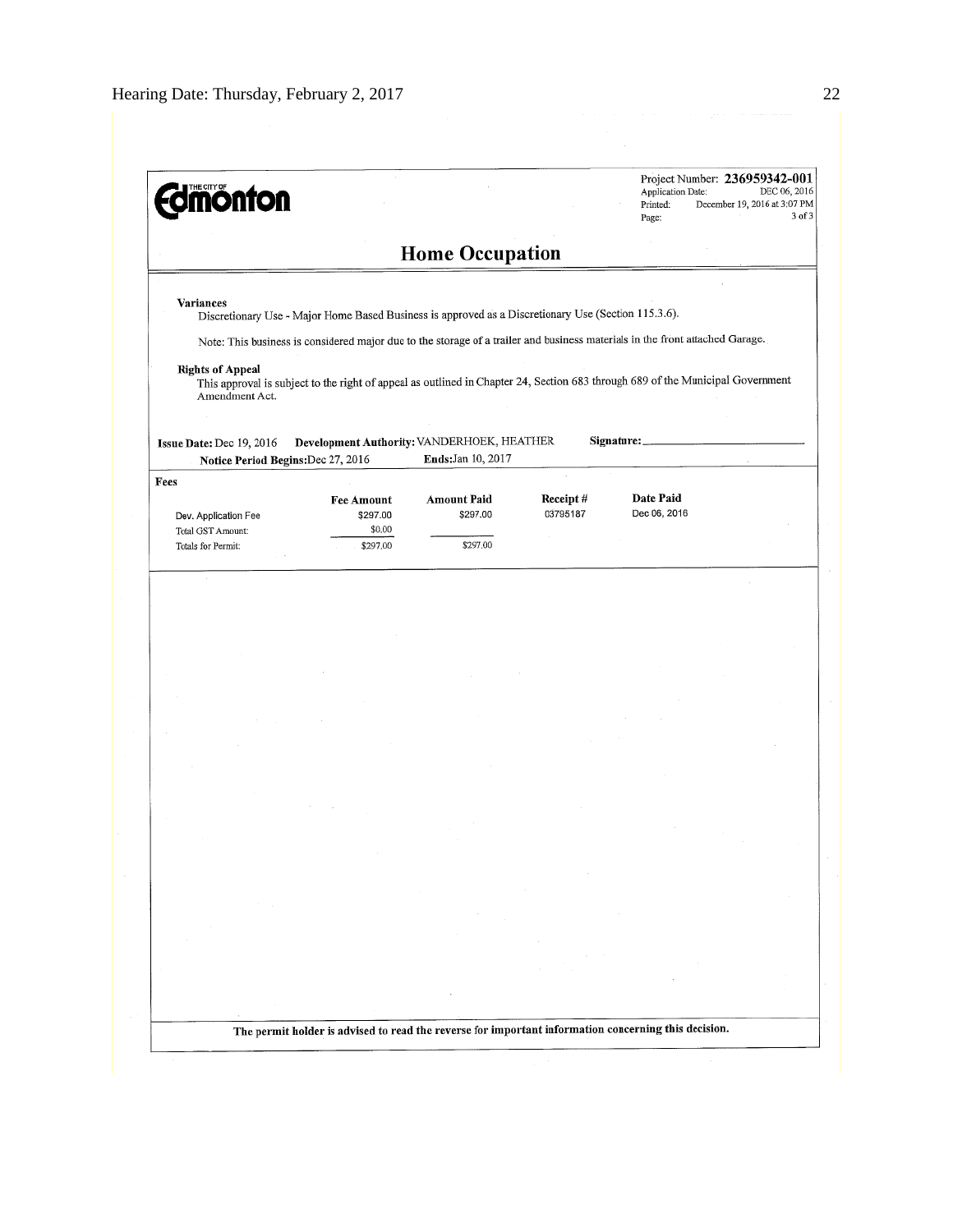THE CITY OF **Edmonton**

Project Number: **236959342-001**
Application Date: DEC 06, 2016
Printed: December 19, 2016 at 3:07 PM
Page: 3 of 3

## Home Occupation

**Variances**

Discretionary Use - Major Home Based Business is approved as a Discretionary Use (Section 115.3.6).

Note: This business is considered major due to the storage of a trailer and business materials in the front attached Garage.

**Rights of Appeal**

This approval is subject to the right of appeal as outlined in Chapter 24, Section 683 through 689 of the Municipal Government Amendment Act.

**Issue Date:** Dec 19, 2016 **Development Authority:** VANDERHOEK, HEATHER **Signature:** ________________

**Notice Period Begins:** Dec 27, 2016 **Ends:** Jan 10, 2017

**Fees**

| | Fee Amount | Amount Paid | Receipt # | Date Paid |
|---|---|---|---|---|
| Dev. Application Fee | $297.00 | $297.00 | 03795187 | Dec 06, 2016 |
| Total GST Amount: | $0.00 | | | |
| Totals for Permit: | $297.00 | $297.00 | | |

**The permit holder is advised to read the reverse for important information concerning this decision.**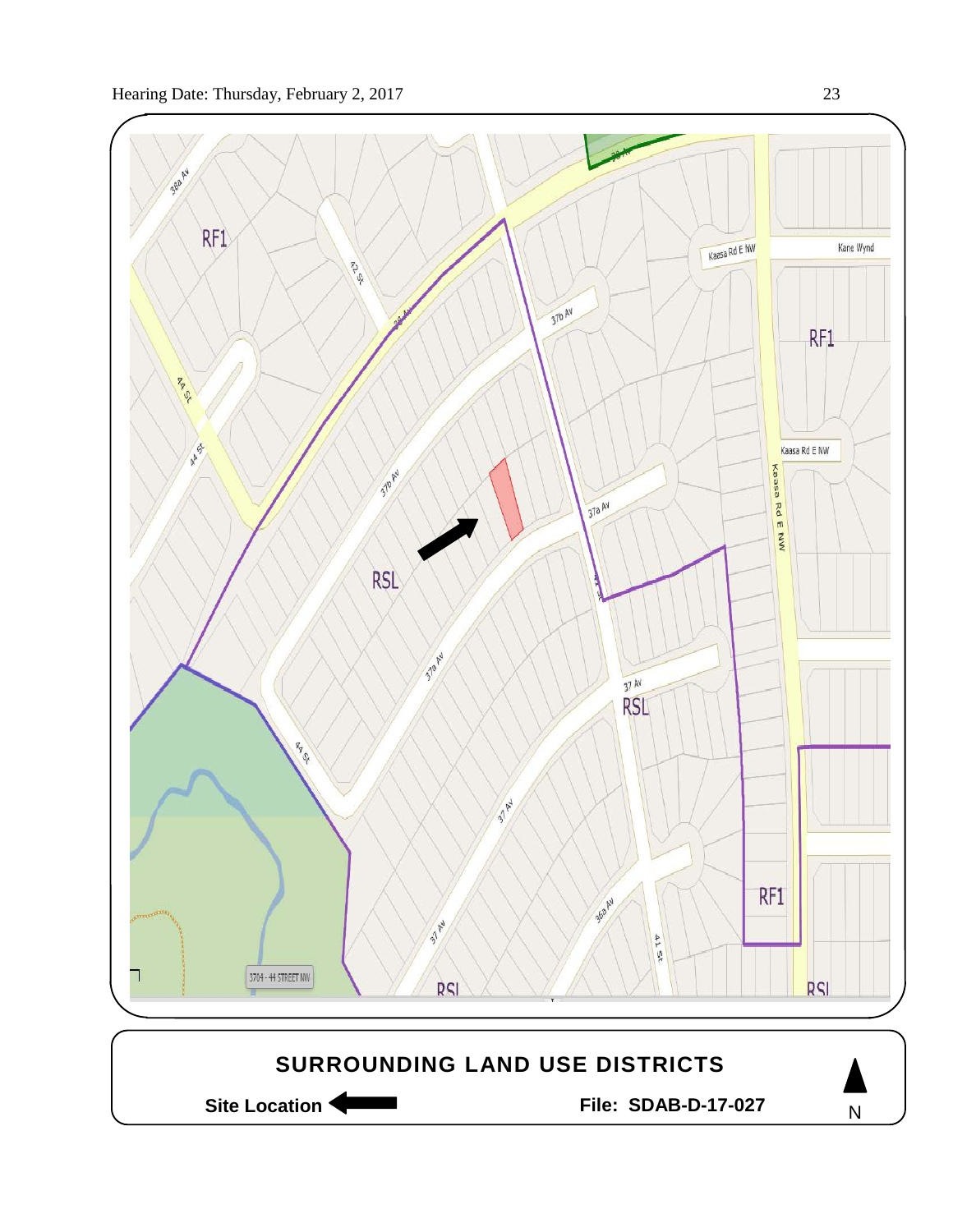## SURROUNDING LAND USE DISTRICTS

**Site Location** ⟵ **File: SDAB-D-17-027** N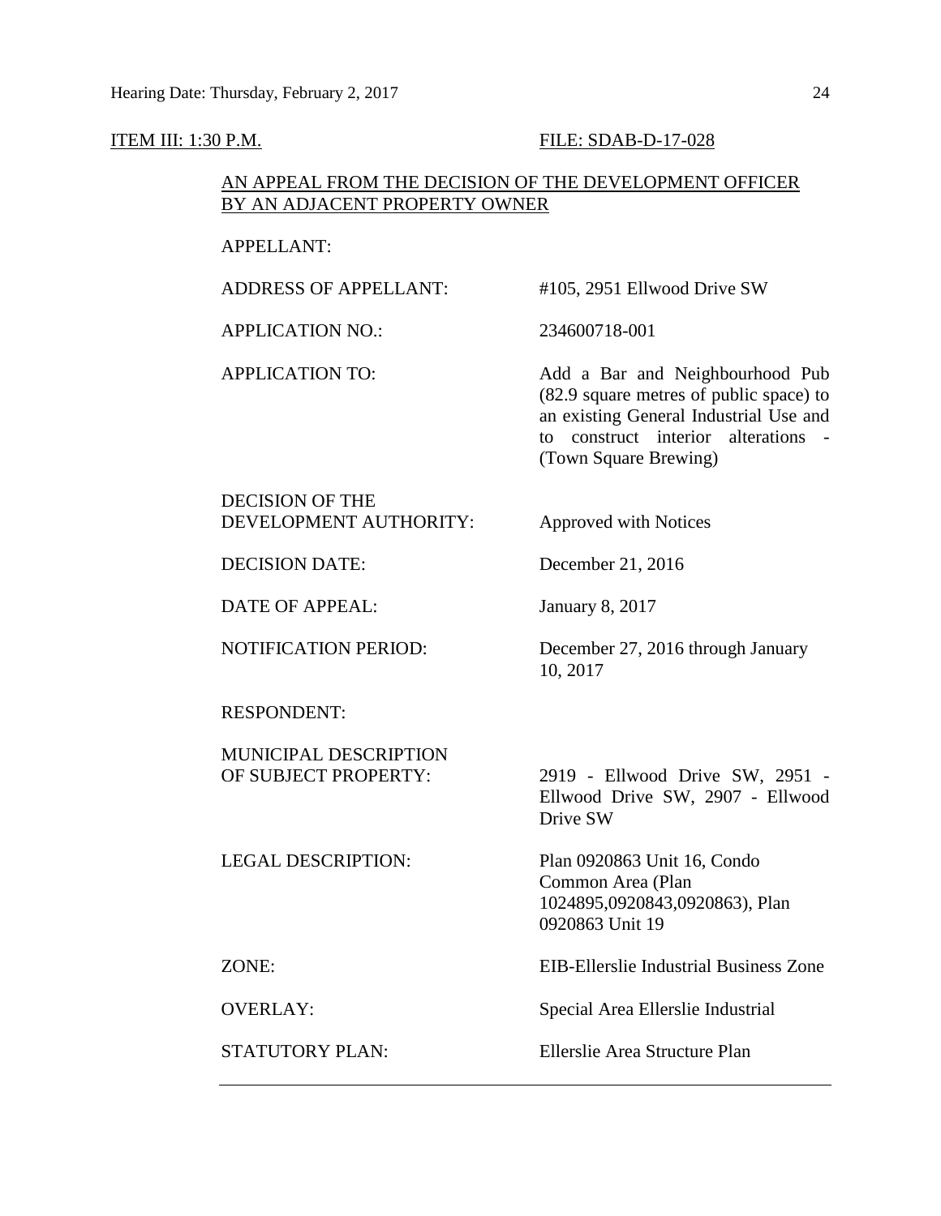ITEM III: 1:30 P.M. FILE: SDAB-D-17-028

AN APPEAL FROM THE DECISION OF THE DEVELOPMENT OFFICER BY AN ADJACENT PROPERTY OWNER

| | |
|---|---|
| APPELLANT: | |
| ADDRESS OF APPELLANT: | #105, 2951 Ellwood Drive SW |
| APPLICATION NO.: | 234600718-001 |
| APPLICATION TO: | Add a Bar and Neighbourhood Pub (82.9 square metres of public space) to an existing General Industrial Use and to construct interior alterations - (Town Square Brewing) |
| DECISION OF THE DEVELOPMENT AUTHORITY: | Approved with Notices |
| DECISION DATE: | December 21, 2016 |
| DATE OF APPEAL: | January 8, 2017 |
| NOTIFICATION PERIOD: | December 27, 2016 through January 10, 2017 |
| RESPONDENT: | |
| MUNICIPAL DESCRIPTION OF SUBJECT PROPERTY: | 2919 - Ellwood Drive SW, 2951 - Ellwood Drive SW, 2907 - Ellwood Drive SW |
| LEGAL DESCRIPTION: | Plan 0920863 Unit 16, Condo Common Area (Plan 1024895,0920843,0920863), Plan 0920863 Unit 19 |
| ZONE: | EIB-Ellerslie Industrial Business Zone |
| OVERLAY: | Special Area Ellerslie Industrial |
| STATUTORY PLAN: | Ellerslie Area Structure Plan |

---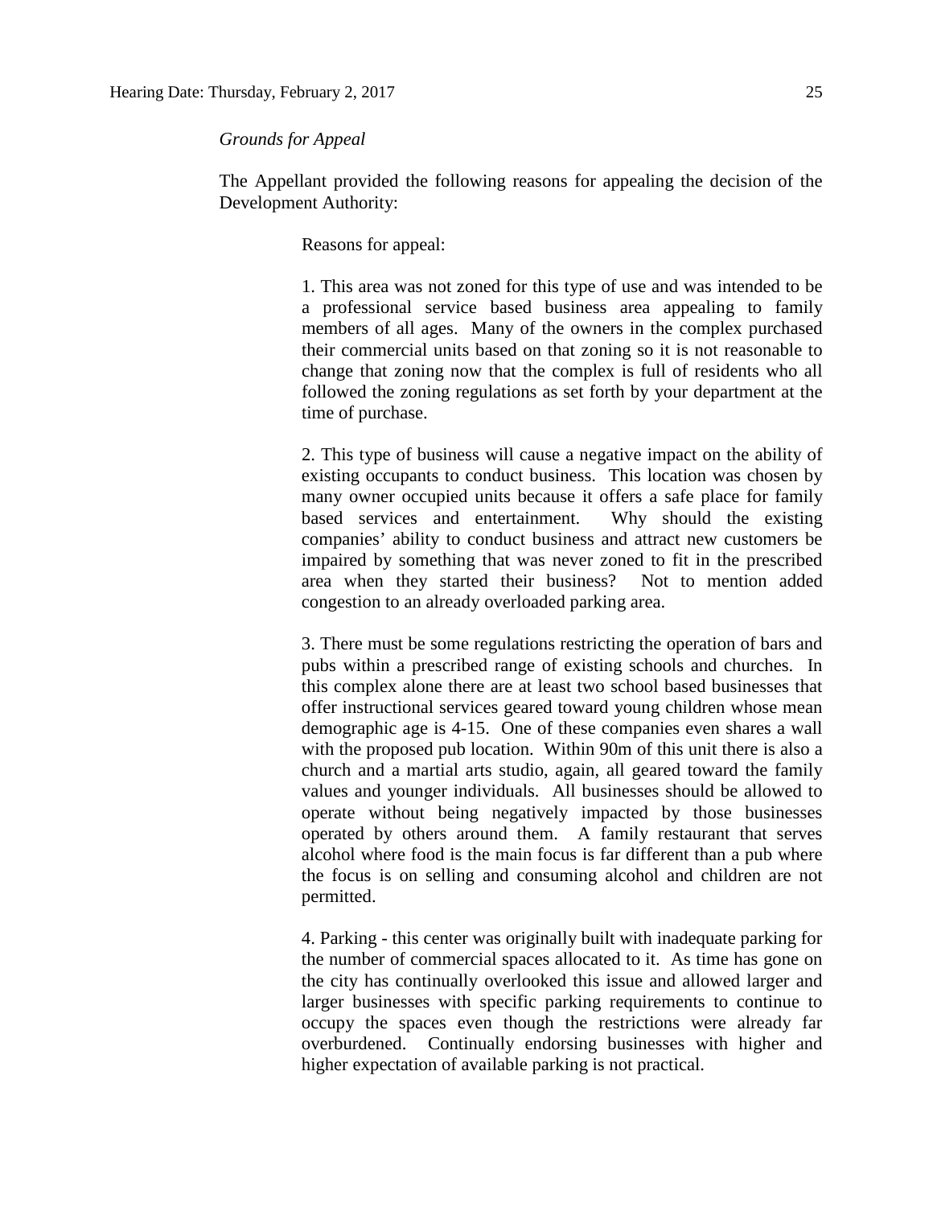*Grounds for Appeal*

The Appellant provided the following reasons for appealing the decision of the Development Authority:

> Reasons for appeal:
>
> 1. This area was not zoned for this type of use and was intended to be a professional service based business area appealing to family members of all ages. Many of the owners in the complex purchased their commercial units based on that zoning so it is not reasonable to change that zoning now that the complex is full of residents who all followed the zoning regulations as set forth by your department at the time of purchase.
>
> 2. This type of business will cause a negative impact on the ability of existing occupants to conduct business. This location was chosen by many owner occupied units because it offers a safe place for family based services and entertainment. Why should the existing companies' ability to conduct business and attract new customers be impaired by something that was never zoned to fit in the prescribed area when they started their business? Not to mention added congestion to an already overloaded parking area.
>
> 3. There must be some regulations restricting the operation of bars and pubs within a prescribed range of existing schools and churches. In this complex alone there are at least two school based businesses that offer instructional services geared toward young children whose mean demographic age is 4-15. One of these companies even shares a wall with the proposed pub location. Within 90m of this unit there is also a church and a martial arts studio, again, all geared toward the family values and younger individuals. All businesses should be allowed to operate without being negatively impacted by those businesses operated by others around them. A family restaurant that serves alcohol where food is the main focus is far different than a pub where the focus is on selling and consuming alcohol and children are not permitted.
>
> 4. Parking - this center was originally built with inadequate parking for the number of commercial spaces allocated to it. As time has gone on the city has continually overlooked this issue and allowed larger and larger businesses with specific parking requirements to continue to occupy the spaces even though the restrictions were already far overburdened. Continually endorsing businesses with higher and higher expectation of available parking is not practical.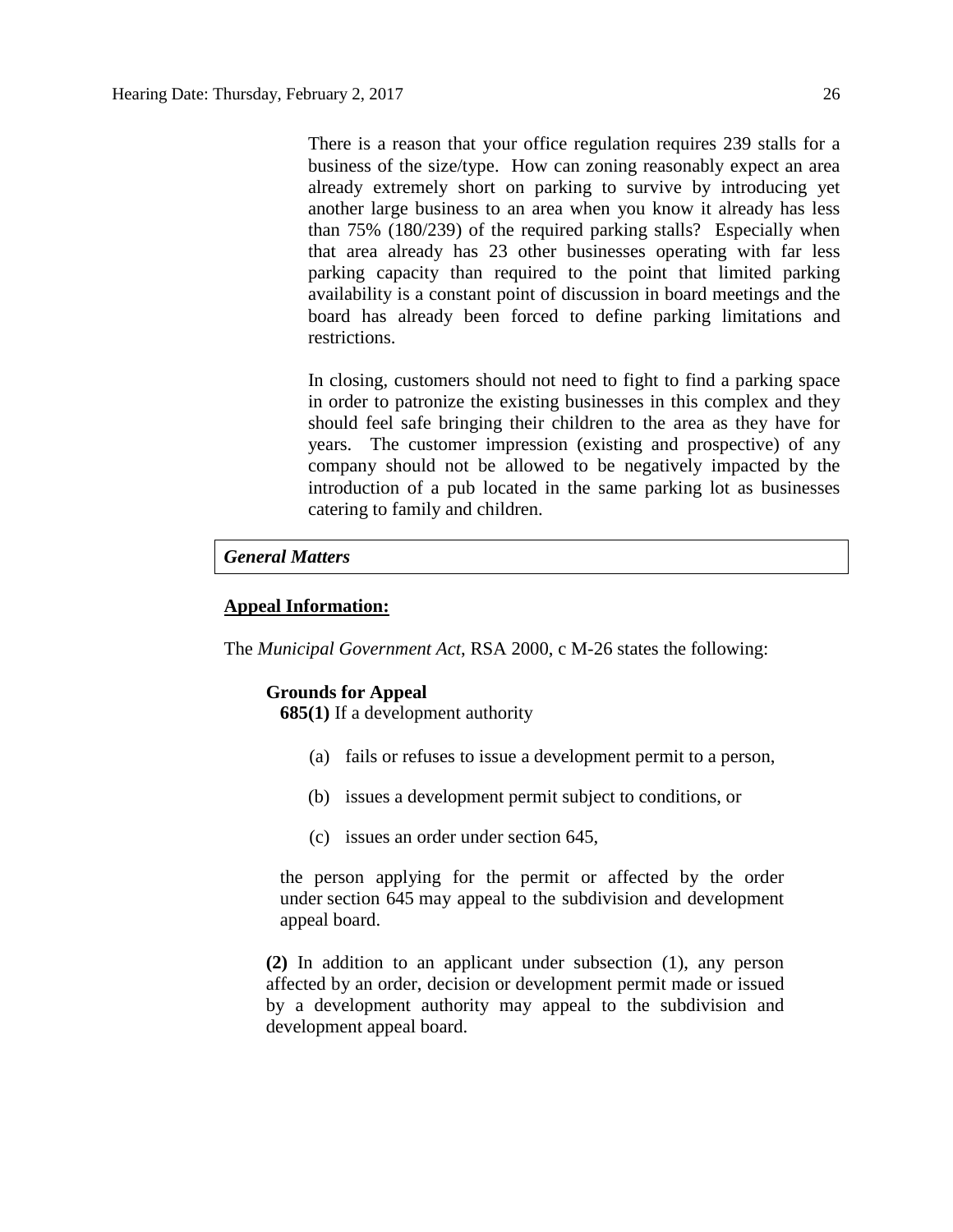There is a reason that your office regulation requires 239 stalls for a business of the size/type. How can zoning reasonably expect an area already extremely short on parking to survive by introducing yet another large business to an area when you know it already has less than 75% (180/239) of the required parking stalls? Especially when that area already has 23 other businesses operating with far less parking capacity than required to the point that limited parking availability is a constant point of discussion in board meetings and the board has already been forced to define parking limitations and restrictions.

In closing, customers should not need to fight to find a parking space in order to patronize the existing businesses in this complex and they should feel safe bringing their children to the area as they have for years. The customer impression (existing and prospective) of any company should not be allowed to be negatively impacted by the introduction of a pub located in the same parking lot as businesses catering to family and children.

***General Matters***

**Appeal Information:**

The *Municipal Government Act*, RSA 2000, c M-26 states the following:

**Grounds for Appeal**

**685(1)** If a development authority

(a) fails or refuses to issue a development permit to a person,

(b) issues a development permit subject to conditions, or

(c) issues an order under section 645,

the person applying for the permit or affected by the order under section 645 may appeal to the subdivision and development appeal board.

**(2)** In addition to an applicant under subsection (1), any person affected by an order, decision or development permit made or issued by a development authority may appeal to the subdivision and development appeal board.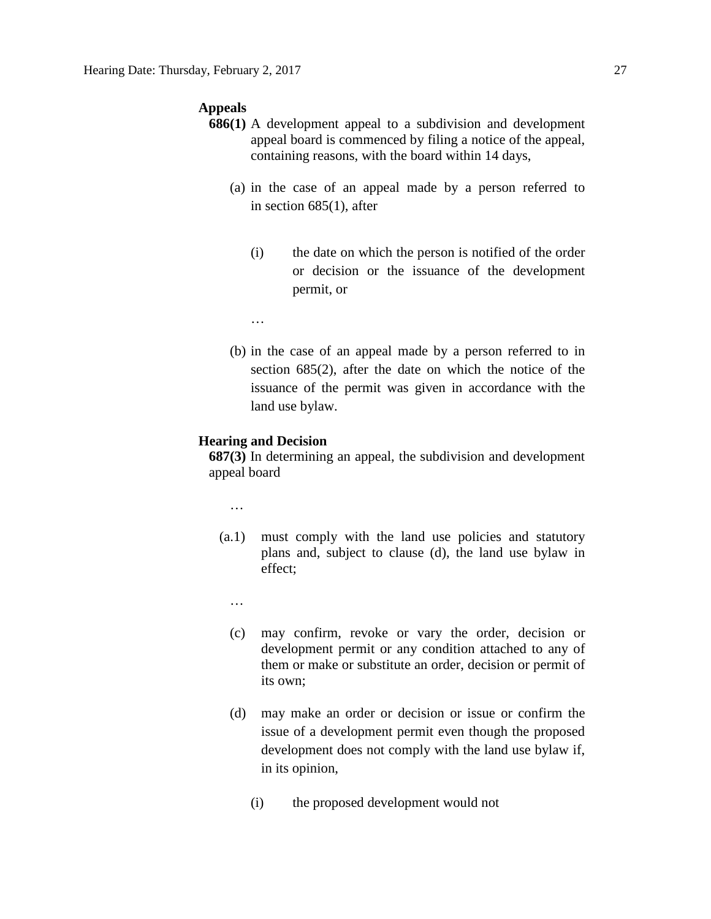**Appeals**

**686(1)** A development appeal to a subdivision and development appeal board is commenced by filing a notice of the appeal, containing reasons, with the board within 14 days,

(a) in the case of an appeal made by a person referred to in section 685(1), after

(i) the date on which the person is notified of the order or decision or the issuance of the development permit, or

…

(b) in the case of an appeal made by a person referred to in section 685(2), after the date on which the notice of the issuance of the permit was given in accordance with the land use bylaw.

**Hearing and Decision**

**687(3)** In determining an appeal, the subdivision and development appeal board

…

(a.1) must comply with the land use policies and statutory plans and, subject to clause (d), the land use bylaw in effect;

…

(c) may confirm, revoke or vary the order, decision or development permit or any condition attached to any of them or make or substitute an order, decision or permit of its own;

(d) may make an order or decision or issue or confirm the issue of a development permit even though the proposed development does not comply with the land use bylaw if, in its opinion,

(i) the proposed development would not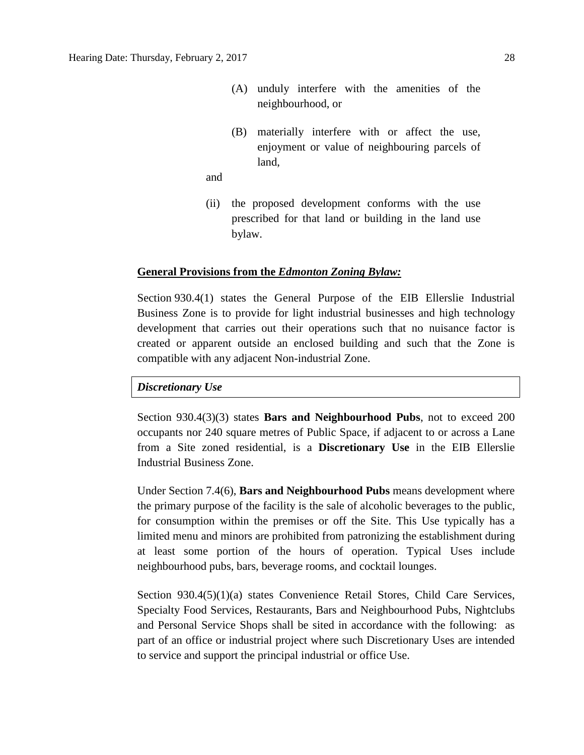(A) unduly interfere with the amenities of the neighbourhood, or

(B) materially interfere with or affect the use, enjoyment or value of neighbouring parcels of land,

and

(ii) the proposed development conforms with the use prescribed for that land or building in the land use bylaw.

**General Provisions from the *Edmonton Zoning Bylaw:***

Section 930.4(1) states the General Purpose of the EIB Ellerslie Industrial Business Zone is to provide for light industrial businesses and high technology development that carries out their operations such that no nuisance factor is created or apparent outside an enclosed building and such that the Zone is compatible with any adjacent Non-industrial Zone.

| ***Discretionary Use*** |
|---|

Section 930.4(3)(3) states **Bars and Neighbourhood Pubs**, not to exceed 200 occupants nor 240 square metres of Public Space, if adjacent to or across a Lane from a Site zoned residential, is a **Discretionary Use** in the EIB Ellerslie Industrial Business Zone.

Under Section 7.4(6), **Bars and Neighbourhood Pubs** means development where the primary purpose of the facility is the sale of alcoholic beverages to the public, for consumption within the premises or off the Site. This Use typically has a limited menu and minors are prohibited from patronizing the establishment during at least some portion of the hours of operation. Typical Uses include neighbourhood pubs, bars, beverage rooms, and cocktail lounges.

Section 930.4(5)(1)(a) states Convenience Retail Stores, Child Care Services, Specialty Food Services, Restaurants, Bars and Neighbourhood Pubs, Nightclubs and Personal Service Shops shall be sited in accordance with the following: as part of an office or industrial project where such Discretionary Uses are intended to service and support the principal industrial or office Use.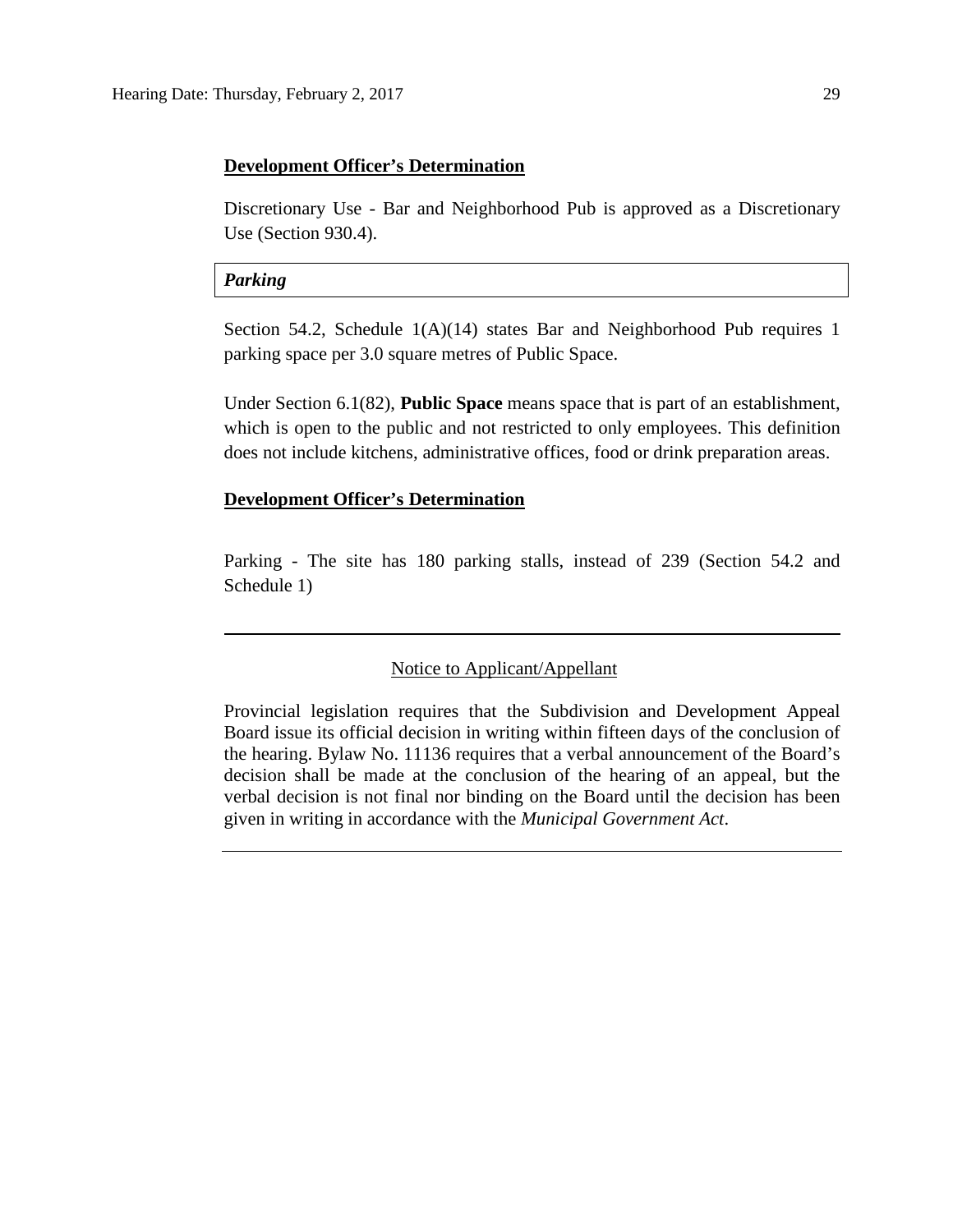**Development Officer's Determination**

Discretionary Use - Bar and Neighborhood Pub is approved as a Discretionary Use (Section 930.4).

***Parking***

Section 54.2, Schedule 1(A)(14) states Bar and Neighborhood Pub requires 1 parking space per 3.0 square metres of Public Space.

Under Section 6.1(82), **Public Space** means space that is part of an establishment, which is open to the public and not restricted to only employees. This definition does not include kitchens, administrative offices, food or drink preparation areas.

**Development Officer's Determination**

Parking - The site has 180 parking stalls, instead of 239 (Section 54.2 and Schedule 1)

---

Notice to Applicant/Appellant

Provincial legislation requires that the Subdivision and Development Appeal Board issue its official decision in writing within fifteen days of the conclusion of the hearing. Bylaw No. 11136 requires that a verbal announcement of the Board's decision shall be made at the conclusion of the hearing of an appeal, but the verbal decision is not final nor binding on the Board until the decision has been given in writing in accordance with the *Municipal Government Act*.

---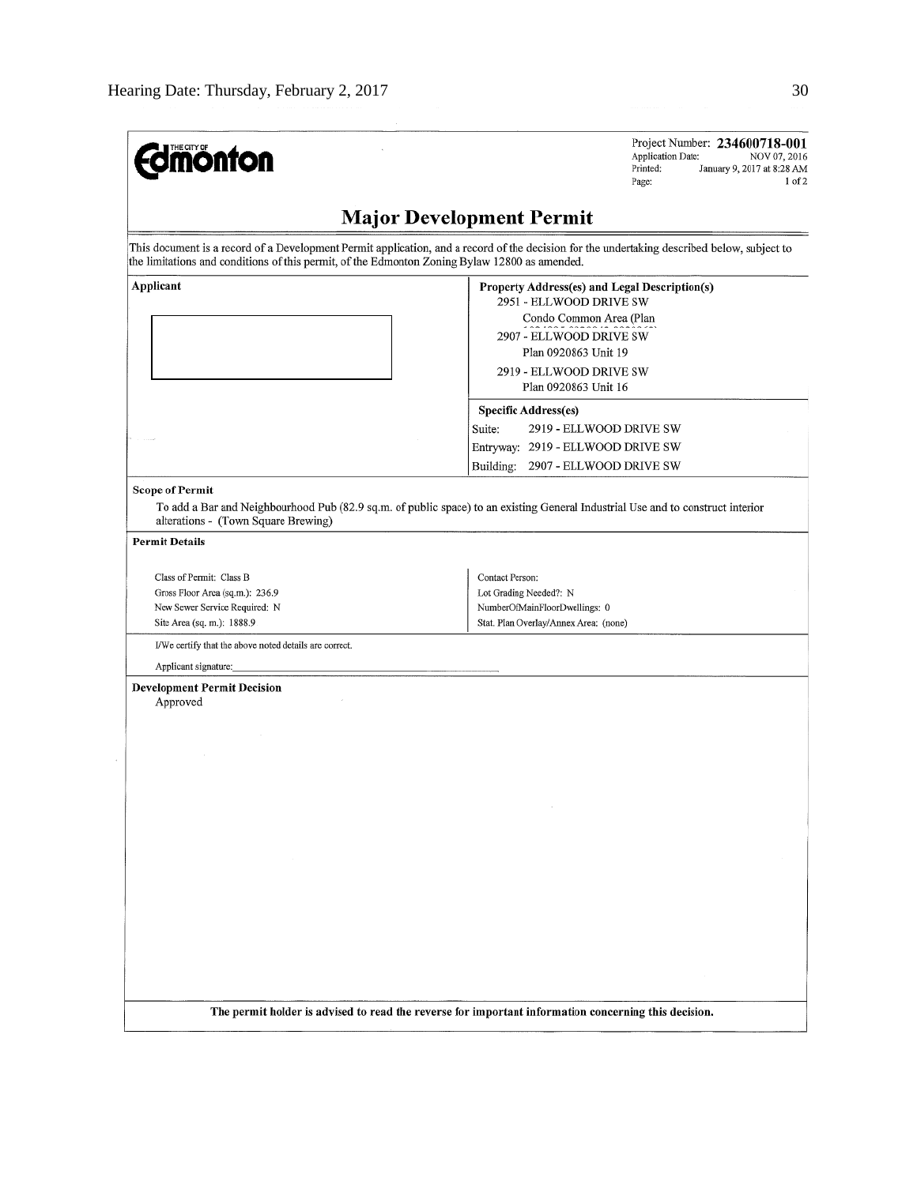**THE CITY OF Edmonton**

Project Number: **234600718-001**
Application Date: NOV 07, 2016
Printed: January 9, 2017 at 8:28 AM
Page: 1 of 2

# Major Development Permit

This document is a record of a Development Permit application, and a record of the decision for the undertaking described below, subject to the limitations and conditions of this permit, of the Edmonton Zoning Bylaw 12800 as amended.

| Applicant | Property Address(es) and Legal Description(s) |
|---|---|
| | 2951 - ELLWOOD DRIVE SW<br>Condo Common Area (Plan<br>2907 - ELLWOOD DRIVE SW<br>Plan 0920863 Unit 19<br>2919 - ELLWOOD DRIVE SW<br>Plan 0920863 Unit 16 |
| | **Specific Address(es)**<br>Suite: 2919 - ELLWOOD DRIVE SW<br>Entryway: 2919 - ELLWOOD DRIVE SW<br>Building: 2907 - ELLWOOD DRIVE SW |

**Scope of Permit**

To add a Bar and Neighbourhood Pub (82.9 sq.m. of public space) to an existing General Industrial Use and to construct interior alterations - (Town Square Brewing)

**Permit Details**

| | |
|---|---|
| Class of Permit: Class B | Contact Person: |
| Gross Floor Area (sq.m.): 236.9 | Lot Grading Needed?: N |
| New Sewer Service Required: N | NumberOfMainFloorDwellings: 0 |
| Site Area (sq. m.): 1888.9 | Stat. Plan Overlay/Annex Area: (none) |

I/We certify that the above noted details are correct.

Applicant signature:______________________________

**Development Permit Decision**

Approved

**The permit holder is advised to read the reverse for important information concerning this decision.**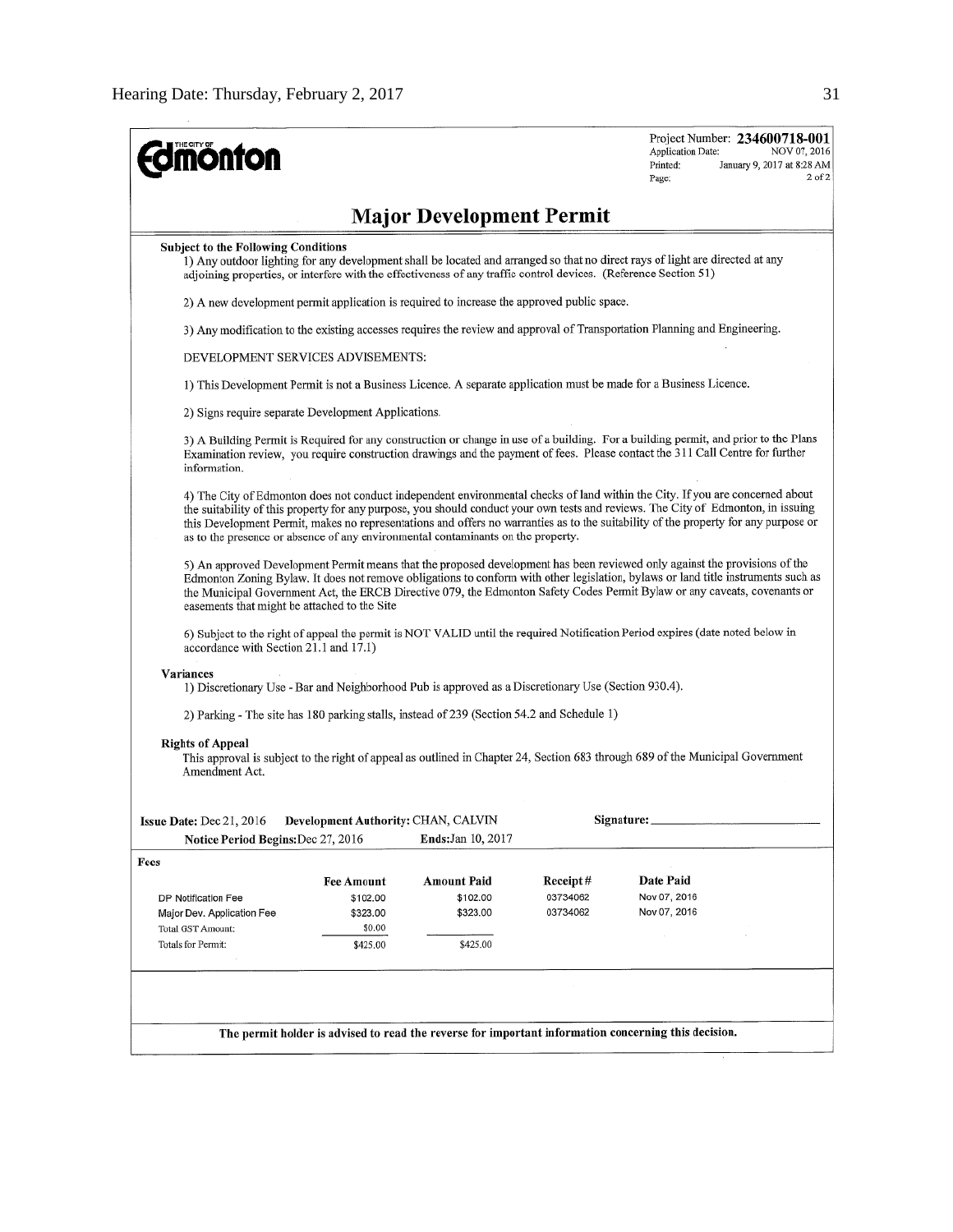**Edmonton** (THE CITY OF)

Project Number: **234600718-001**
Application Date: NOV 07, 2016
Printed: January 9, 2017 at 8:28 AM
Page: 2 of 2

# Major Development Permit

**Subject to the Following Conditions**

1) Any outdoor lighting for any development shall be located and arranged so that no direct rays of light are directed at any adjoining properties, or interfere with the effectiveness of any traffic control devices. (Reference Section 51)

2) A new development permit application is required to increase the approved public space.

3) Any modification to the existing accesses requires the review and approval of Transportation Planning and Engineering.

DEVELOPMENT SERVICES ADVISEMENTS:

1) This Development Permit is not a Business Licence. A separate application must be made for a Business Licence.

2) Signs require separate Development Applications.

3) A Building Permit is Required for any construction or change in use of a building. For a building permit, and prior to the Plans Examination review, you require construction drawings and the payment of fees. Please contact the 311 Call Centre for further information.

4) The City of Edmonton does not conduct independent environmental checks of land within the City. If you are concerned about the suitability of this property for any purpose, you should conduct your own tests and reviews. The City of Edmonton, in issuing this Development Permit, makes no representations and offers no warranties as to the suitability of the property for any purpose or as to the presence or absence of any environmental contaminants on the property.

5) An approved Development Permit means that the proposed development has been reviewed only against the provisions of the Edmonton Zoning Bylaw. It does not remove obligations to conform with other legislation, bylaws or land title instruments such as the Municipal Government Act, the ERCB Directive 079, the Edmonton Safety Codes Permit Bylaw or any caveats, covenants or easements that might be attached to the Site

6) Subject to the right of appeal the permit is NOT VALID until the required Notification Period expires (date noted below in accordance with Section 21.1 and 17.1)

**Variances**

1) Discretionary Use - Bar and Neighborhood Pub is approved as a Discretionary Use (Section 930.4).

2) Parking - The site has 180 parking stalls, instead of 239 (Section 54.2 and Schedule 1)

**Rights of Appeal**

This approval is subject to the right of appeal as outlined in Chapter 24, Section 683 through 689 of the Municipal Government Amendment Act.

**Issue Date:** Dec 21, 2016 **Development Authority:** CHAN, CALVIN **Signature:** ____________________

**Notice Period Begins:** Dec 27, 2016 **Ends:** Jan 10, 2017

**Fees**

| | Fee Amount | Amount Paid | Receipt # | Date Paid |
|---|---|---|---|---|
| DP Notification Fee | $102.00 | $102.00 | 03734062 | Nov 07, 2016 |
| Major Dev. Application Fee | $323.00 | $323.00 | 03734062 | Nov 07, 2016 |
| Total GST Amount: | $0.00 | | | |
| Totals for Permit: | $425.00 | $425.00 | | |

**The permit holder is advised to read the reverse for important information concerning this decision.**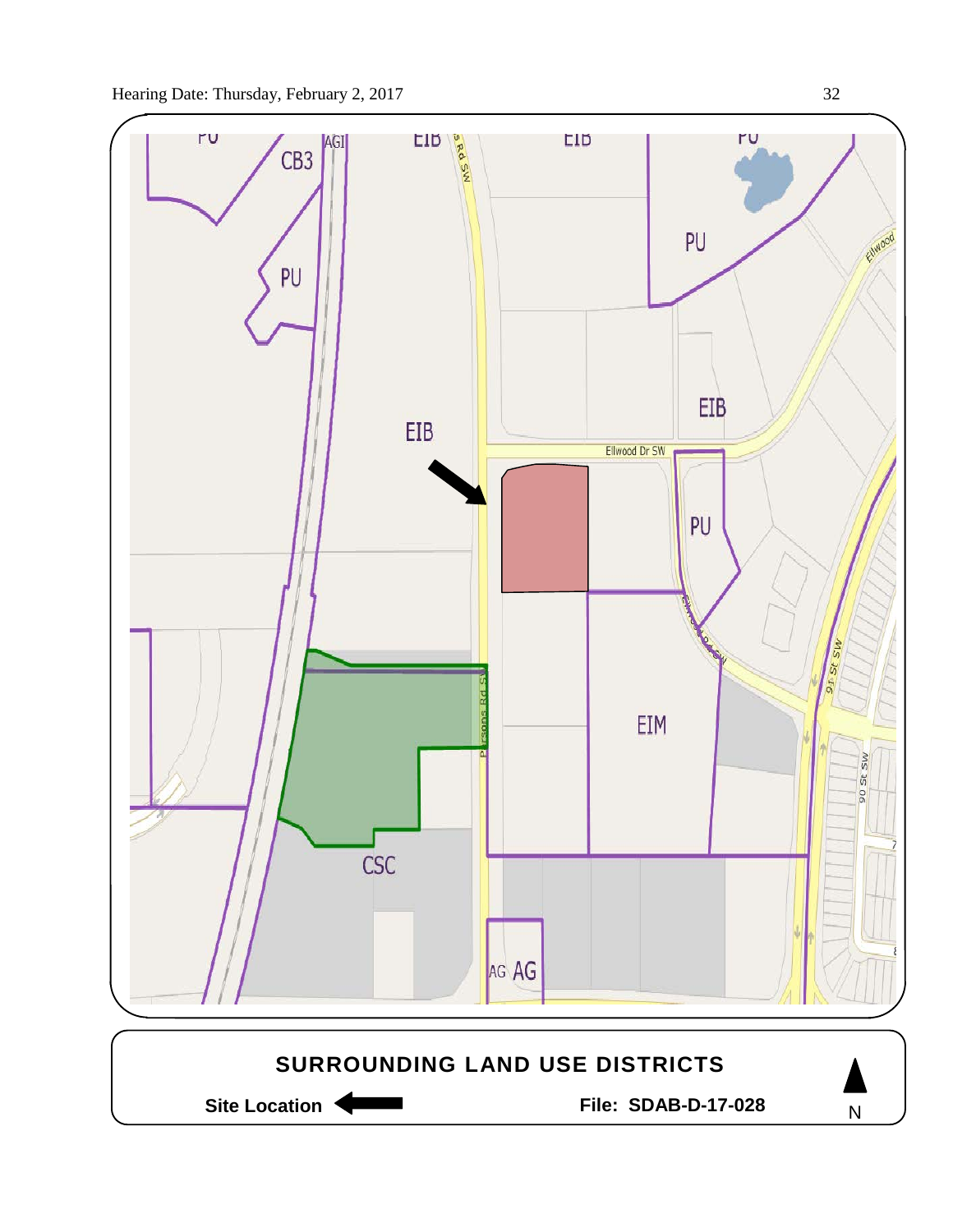PU

CB3

AGI

EIB

EIB

PU

PU

PU

EIB

EIB

Ellwood Dr SW

PU

EIM

CSC

AG AG

Parsons Rd SW

91 St SW

90 St SW

Ellwood

**SURROUNDING LAND USE DISTRICTS**

**Site Location** ⬅

**File: SDAB-D-17-028**

N